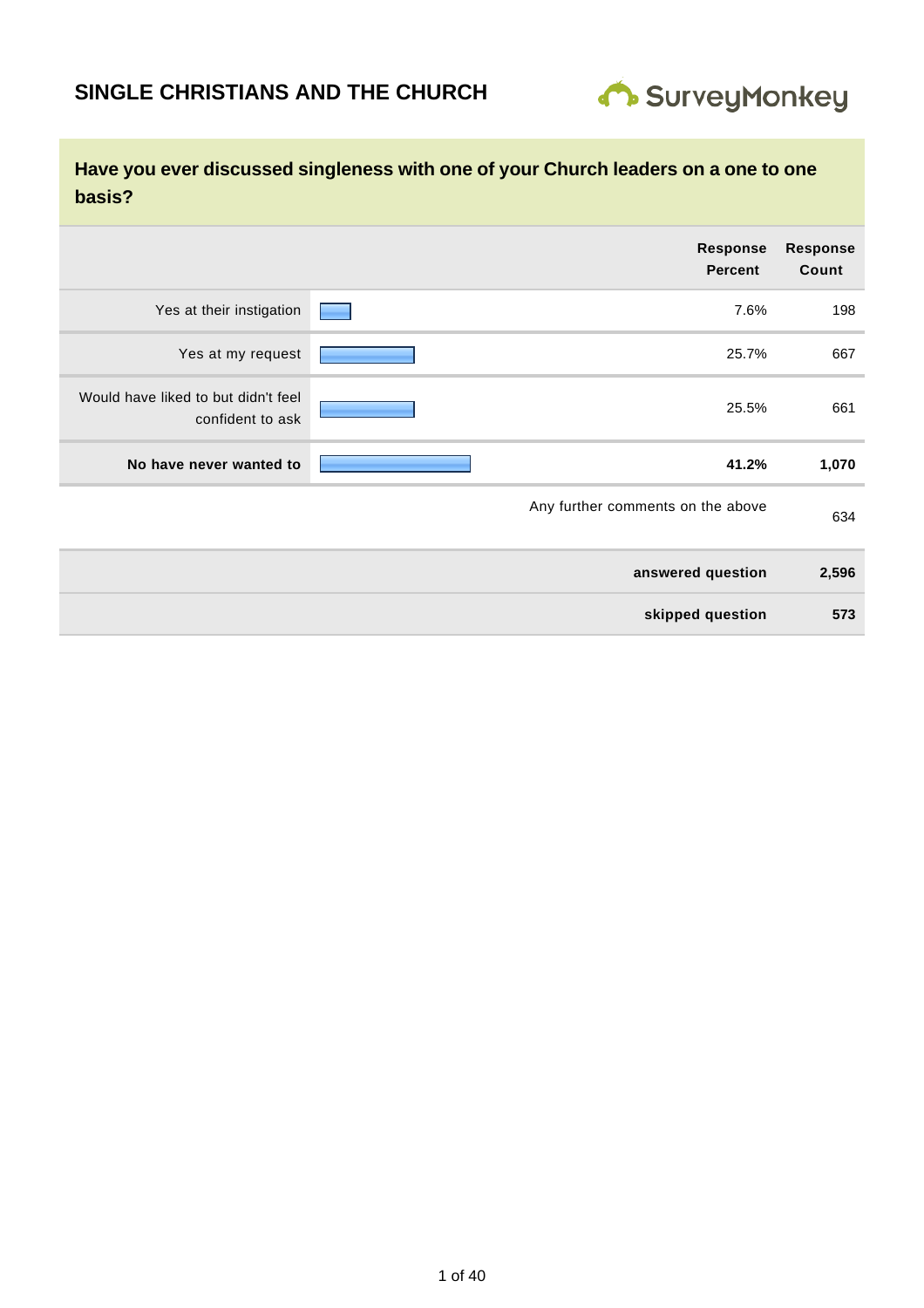# SINGLE CHRISTIANS AND THE CHURCH

SurveyMonkey

## Have you ever discussed singleness with one of your Church leaders on a one to one basis?

| | Response Percent | Response Count |
|---|---|---|
| Yes at their instigation | 7.6% | 198 |
| Yes at my request | 25.7% | 667 |
| Would have liked to but didn't feel confident to ask | 25.5% | 661 |
| **No have never wanted to** | **41.2%** | **1,070** |
| Any further comments on the above | | 634 |
| **answered question** | | **2,596** |
| **skipped question** | | **573** |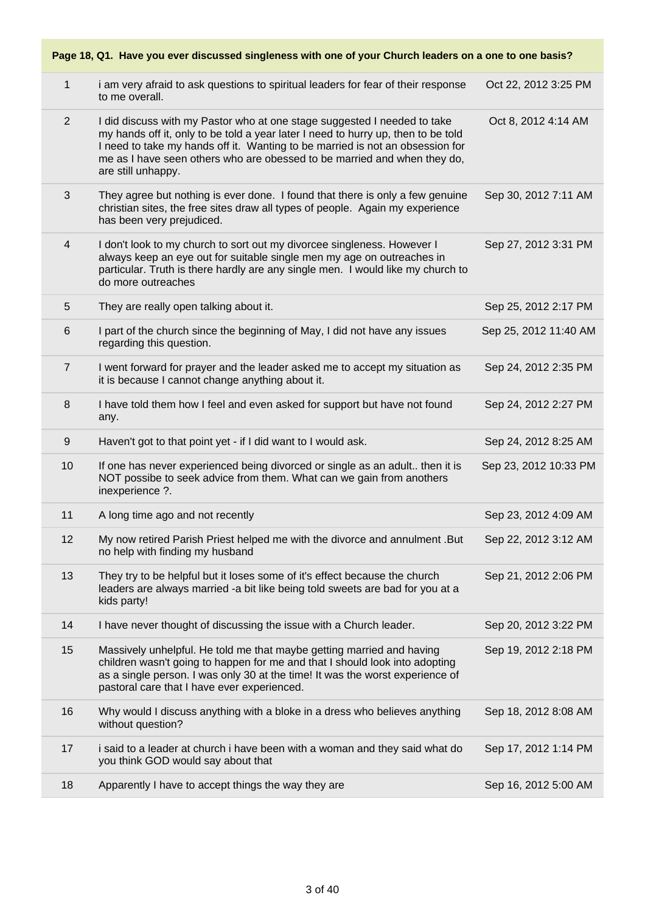| Page 18, Q1. Have you ever discussed singleness with one of your Church leaders on a one to one basis? | | |
|---|---|---|
| 1 | i am very afraid to ask questions to spiritual leaders for fear of their response to me overall. | Oct 22, 2012 3:25 PM |
| 2 | I did discuss with my Pastor who at one stage suggested I needed to take my hands off it, only to be told a year later I need to hurry up, then to be told I need to take my hands off it. Wanting to be married is not an obsession for me as I have seen others who are obessed to be married and when they do, are still unhappy. | Oct 8, 2012 4:14 AM |
| 3 | They agree but nothing is ever done. I found that there is only a few genuine christian sites, the free sites draw all types of people. Again my experience has been very prejudiced. | Sep 30, 2012 7:11 AM |
| 4 | I don't look to my church to sort out my divorcee singleness. However I always keep an eye out for suitable single men my age on outreaches in particular. Truth is there hardly are any single men. I would like my church to do more outreaches | Sep 27, 2012 3:31 PM |
| 5 | They are really open talking about it. | Sep 25, 2012 2:17 PM |
| 6 | I part of the church since the beginning of May, I did not have any issues regarding this question. | Sep 25, 2012 11:40 AM |
| 7 | I went forward for prayer and the leader asked me to accept my situation as it is because I cannot change anything about it. | Sep 24, 2012 2:35 PM |
| 8 | I have told them how I feel and even asked for support but have not found any. | Sep 24, 2012 2:27 PM |
| 9 | Haven't got to that point yet - if I did want to I would ask. | Sep 24, 2012 8:25 AM |
| 10 | If one has never experienced being divorced or single as an adult.. then it is NOT possibe to seek advice from them. What can we gain from anothers inexperience ?. | Sep 23, 2012 10:33 PM |
| 11 | A long time ago and not recently | Sep 23, 2012 4:09 AM |
| 12 | My now retired Parish Priest helped me with the divorce and annulment .But no help with finding my husband | Sep 22, 2012 3:12 AM |
| 13 | They try to be helpful but it loses some of it's effect because the church leaders are always married -a bit like being told sweets are bad for you at a kids party! | Sep 21, 2012 2:06 PM |
| 14 | I have never thought of discussing the issue with a Church leader. | Sep 20, 2012 3:22 PM |
| 15 | Massively unhelpful. He told me that maybe getting married and having children wasn't going to happen for me and that I should look into adopting as a single person. I was only 30 at the time! It was the worst experience of pastoral care that I have ever experienced. | Sep 19, 2012 2:18 PM |
| 16 | Why would I discuss anything with a bloke in a dress who believes anything without question? | Sep 18, 2012 8:08 AM |
| 17 | i said to a leader at church i have been with a woman and they said what do you think GOD would say about that | Sep 17, 2012 1:14 PM |
| 18 | Apparently I have to accept things the way they are | Sep 16, 2012 5:00 AM |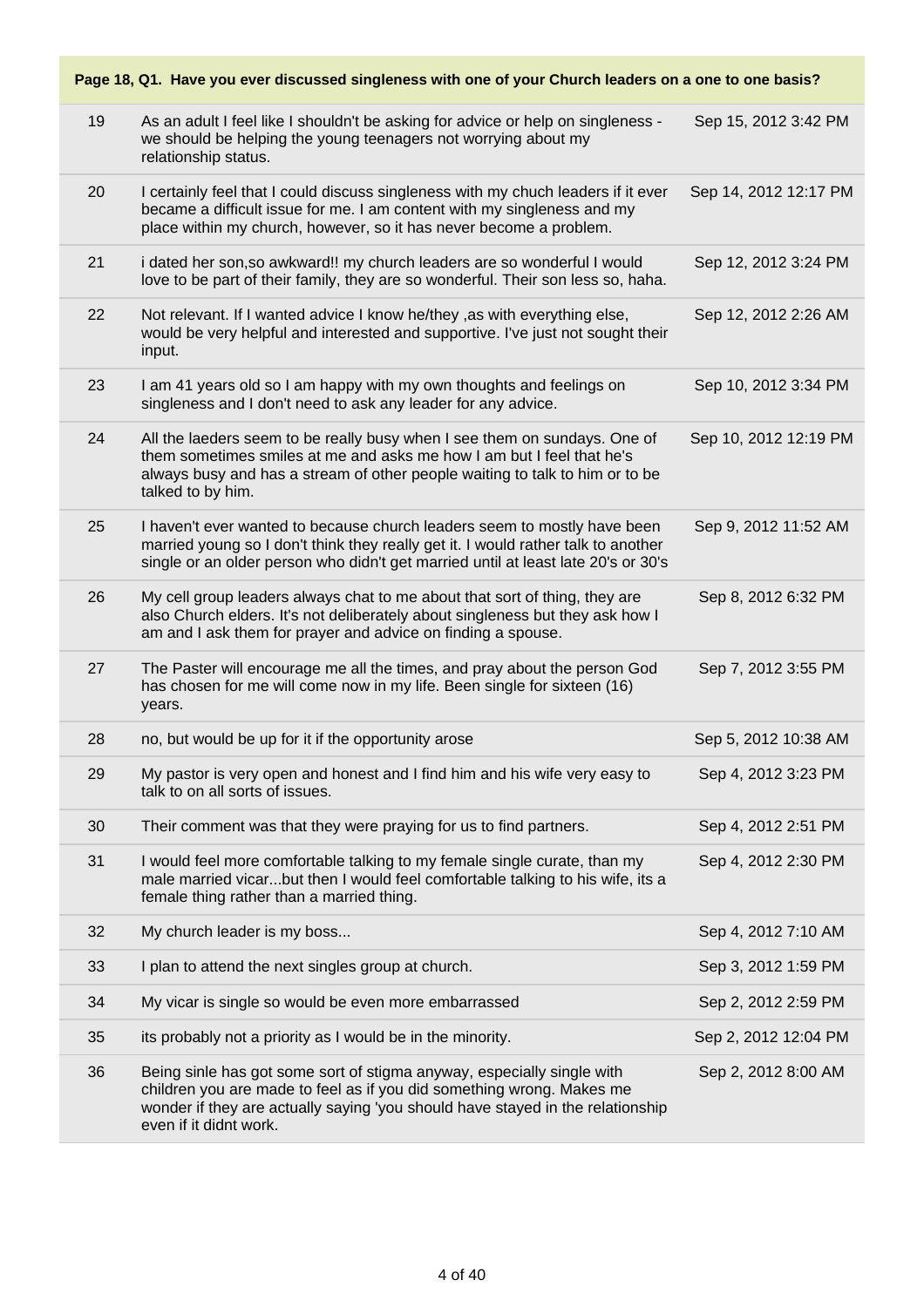**Page 18, Q1. Have you ever discussed singleness with one of your Church leaders on a one to one basis?**

| | | |
|---|---|---|
| 19 | As an adult I feel like I shouldn't be asking for advice or help on singleness - we should be helping the young teenagers not worrying about my relationship status. | Sep 15, 2012 3:42 PM |
| 20 | I certainly feel that I could discuss singleness with my chuch leaders if it ever became a difficult issue for me. I am content with my singleness and my place within my church, however, so it has never become a problem. | Sep 14, 2012 12:17 PM |
| 21 | i dated her son,so awkward!! my church leaders are so wonderful I would love to be part of their family, they are so wonderful. Their son less so, haha. | Sep 12, 2012 3:24 PM |
| 22 | Not relevant. If I wanted advice I know he/they ,as with everything else, would be very helpful and interested and supportive. I've just not sought their input. | Sep 12, 2012 2:26 AM |
| 23 | I am 41 years old so I am happy with my own thoughts and feelings on singleness and I don't need to ask any leader for any advice. | Sep 10, 2012 3:34 PM |
| 24 | All the laeders seem to be really busy when I see them on sundays. One of them sometimes smiles at me and asks me how I am but I feel that he's always busy and has a stream of other people waiting to talk to him or to be talked to by him. | Sep 10, 2012 12:19 PM |
| 25 | I haven't ever wanted to because church leaders seem to mostly have been married young so I don't think they really get it. I would rather talk to another single or an older person who didn't get married until at least late 20's or 30's | Sep 9, 2012 11:52 AM |
| 26 | My cell group leaders always chat to me about that sort of thing, they are also Church elders. It's not deliberately about singleness but they ask how I am and I ask them for prayer and advice on finding a spouse. | Sep 8, 2012 6:32 PM |
| 27 | The Paster will encourage me all the times, and pray about the person God has chosen for me will come now in my life. Been single for sixteen (16) years. | Sep 7, 2012 3:55 PM |
| 28 | no, but would be up for it if the opportunity arose | Sep 5, 2012 10:38 AM |
| 29 | My pastor is very open and honest and I find him and his wife very easy to talk to on all sorts of issues. | Sep 4, 2012 3:23 PM |
| 30 | Their comment was that they were praying for us to find partners. | Sep 4, 2012 2:51 PM |
| 31 | I would feel more comfortable talking to my female single curate, than my male married vicar...but then I would feel comfortable talking to his wife, its a female thing rather than a married thing. | Sep 4, 2012 2:30 PM |
| 32 | My church leader is my boss... | Sep 4, 2012 7:10 AM |
| 33 | I plan to attend the next singles group at church. | Sep 3, 2012 1:59 PM |
| 34 | My vicar is single so would be even more embarrassed | Sep 2, 2012 2:59 PM |
| 35 | its probably not a priority as I would be in the minority. | Sep 2, 2012 12:04 PM |
| 36 | Being sinle has got some sort of stigma anyway, especially single with children you are made to feel as if you did something wrong. Makes me wonder if they are actually saying 'you should have stayed in the relationship even if it didnt work. | Sep 2, 2012 8:00 AM |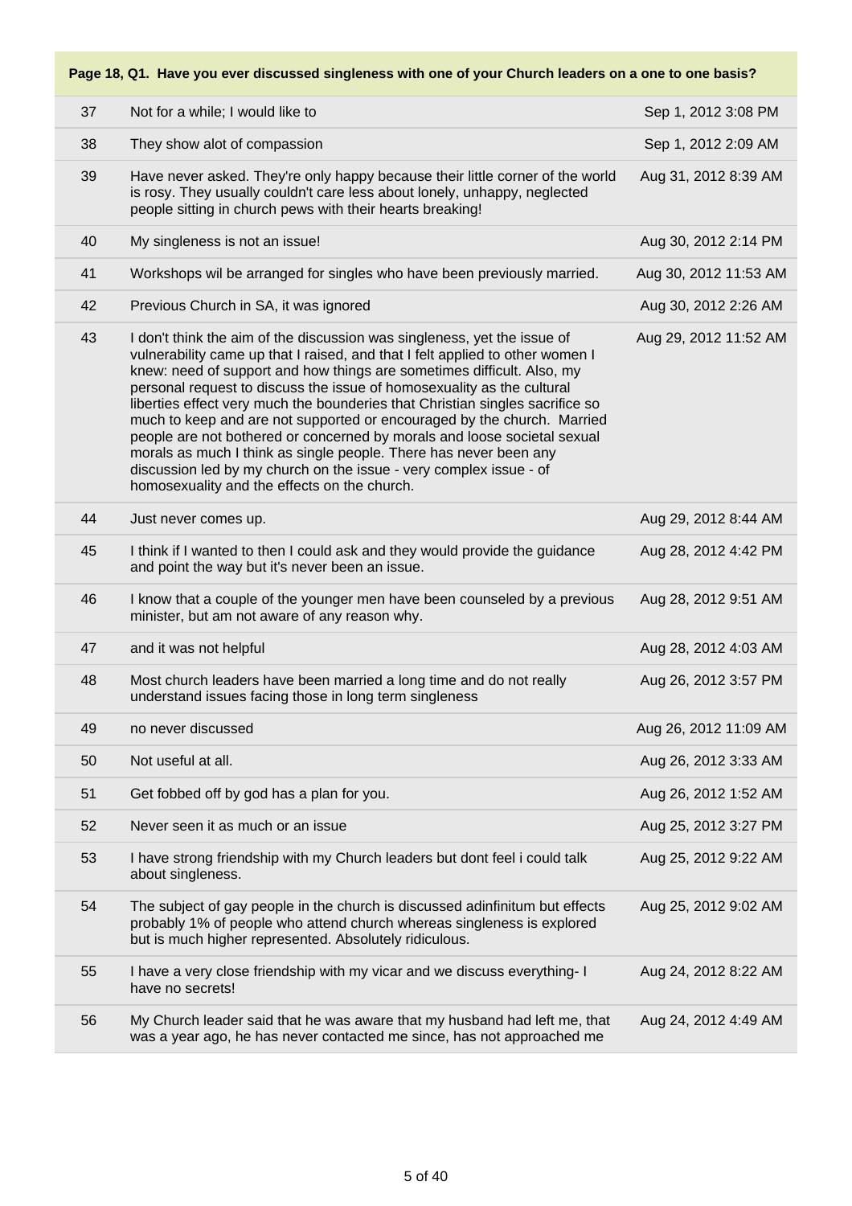**Page 18, Q1. Have you ever discussed singleness with one of your Church leaders on a one to one basis?**

| | | |
|---|---|---|
| 37 | Not for a while; I would like to | Sep 1, 2012 3:08 PM |
| 38 | They show alot of compassion | Sep 1, 2012 2:09 AM |
| 39 | Have never asked. They're only happy because their little corner of the world is rosy. They usually couldn't care less about lonely, unhappy, neglected people sitting in church pews with their hearts breaking! | Aug 31, 2012 8:39 AM |
| 40 | My singleness is not an issue! | Aug 30, 2012 2:14 PM |
| 41 | Workshops wil be arranged for singles who have been previously married. | Aug 30, 2012 11:53 AM |
| 42 | Previous Church in SA, it was ignored | Aug 30, 2012 2:26 AM |
| 43 | I don't think the aim of the discussion was singleness, yet the issue of vulnerability came up that I raised, and that I felt applied to other women I knew: need of support and how things are sometimes difficult. Also, my personal request to discuss the issue of homosexuality as the cultural liberties effect very much the bounderies that Christian singles sacrifice so much to keep and are not supported or encouraged by the church. Married people are not bothered or concerned by morals and loose societal sexual morals as much I think as single people. There has never been any discussion led by my church on the issue - very complex issue - of homosexuality and the effects on the church. | Aug 29, 2012 11:52 AM |
| 44 | Just never comes up. | Aug 29, 2012 8:44 AM |
| 45 | I think if I wanted to then I could ask and they would provide the guidance and point the way but it's never been an issue. | Aug 28, 2012 4:42 PM |
| 46 | I know that a couple of the younger men have been counseled by a previous minister, but am not aware of any reason why. | Aug 28, 2012 9:51 AM |
| 47 | and it was not helpful | Aug 28, 2012 4:03 AM |
| 48 | Most church leaders have been married a long time and do not really understand issues facing those in long term singleness | Aug 26, 2012 3:57 PM |
| 49 | no never discussed | Aug 26, 2012 11:09 AM |
| 50 | Not useful at all. | Aug 26, 2012 3:33 AM |
| 51 | Get fobbed off by god has a plan for you. | Aug 26, 2012 1:52 AM |
| 52 | Never seen it as much or an issue | Aug 25, 2012 3:27 PM |
| 53 | I have strong friendship with my Church leaders but dont feel i could talk about singleness. | Aug 25, 2012 9:22 AM |
| 54 | The subject of gay people in the church is discussed adinfinitum but effects probably 1% of people who attend church whereas singleness is explored but is much higher represented. Absolutely ridiculous. | Aug 25, 2012 9:02 AM |
| 55 | I have a very close friendship with my vicar and we discuss everything- I have no secrets! | Aug 24, 2012 8:22 AM |
| 56 | My Church leader said that he was aware that my husband had left me, that was a year ago, he has never contacted me since, has not approached me | Aug 24, 2012 4:49 AM |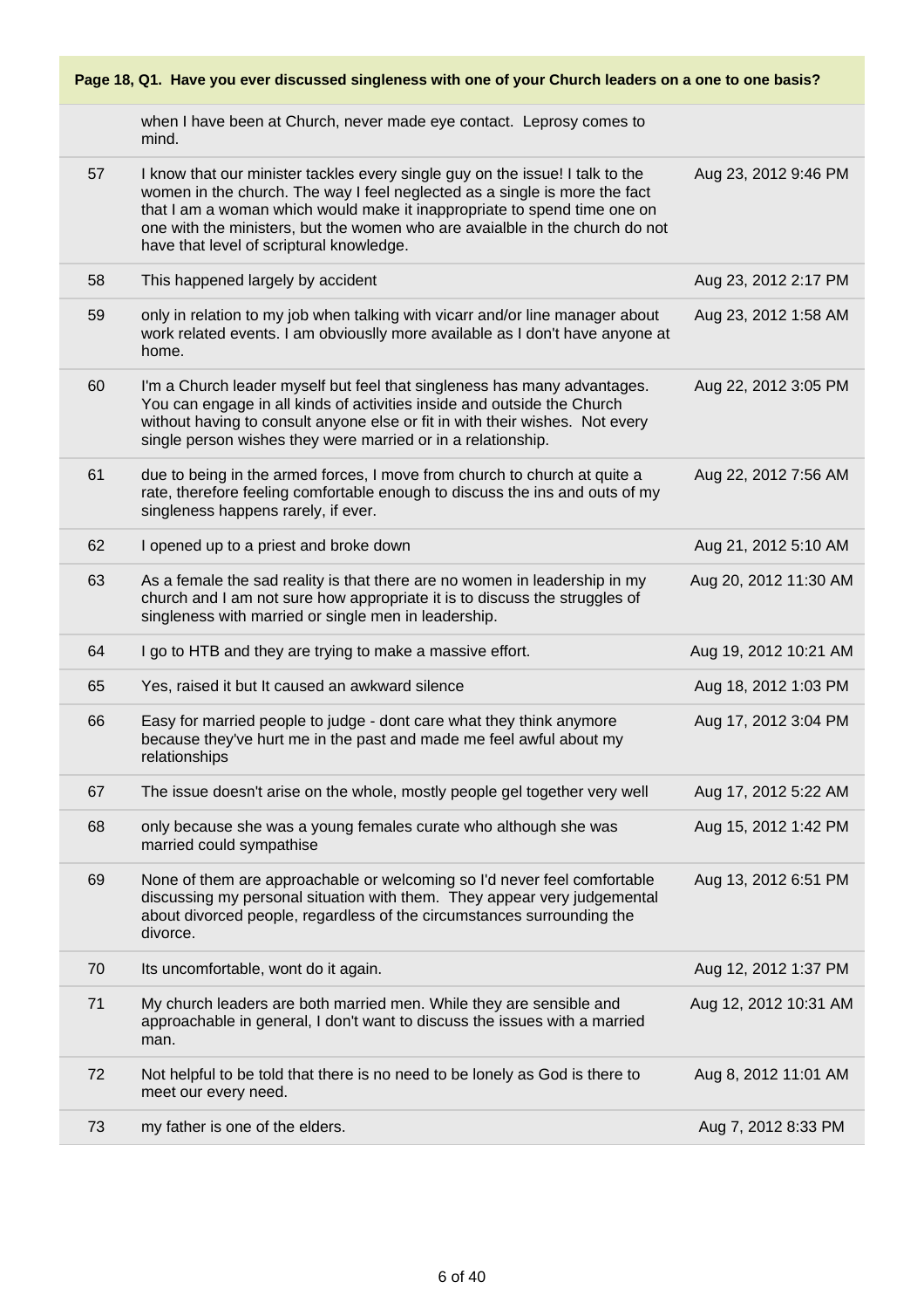**Page 18, Q1. Have you ever discussed singleness with one of your Church leaders on a one to one basis?**

| | | |
|---|---|---|
| | when I have been at Church, never made eye contact. Leprosy comes to mind. | |
| 57 | I know that our minister tackles every single guy on the issue! I talk to the women in the church. The way I feel neglected as a single is more the fact that I am a woman which would make it inappropriate to spend time one on one with the ministers, but the women who are avaialble in the church do not have that level of scriptural knowledge. | Aug 23, 2012 9:46 PM |
| 58 | This happened largely by accident | Aug 23, 2012 2:17 PM |
| 59 | only in relation to my job when talking with vicarr and/or line manager about work related events. I am obviouslly more available as I don't have anyone at home. | Aug 23, 2012 1:58 AM |
| 60 | I'm a Church leader myself but feel that singleness has many advantages. You can engage in all kinds of activities inside and outside the Church without having to consult anyone else or fit in with their wishes. Not every single person wishes they were married or in a relationship. | Aug 22, 2012 3:05 PM |
| 61 | due to being in the armed forces, I move from church to church at quite a rate, therefore feeling comfortable enough to discuss the ins and outs of my singleness happens rarely, if ever. | Aug 22, 2012 7:56 AM |
| 62 | I opened up to a priest and broke down | Aug 21, 2012 5:10 AM |
| 63 | As a female the sad reality is that there are no women in leadership in my church and I am not sure how appropriate it is to discuss the struggles of singleness with married or single men in leadership. | Aug 20, 2012 11:30 AM |
| 64 | I go to HTB and they are trying to make a massive effort. | Aug 19, 2012 10:21 AM |
| 65 | Yes, raised it but It caused an awkward silence | Aug 18, 2012 1:03 PM |
| 66 | Easy for married people to judge - dont care what they think anymore because they've hurt me in the past and made me feel awful about my relationships | Aug 17, 2012 3:04 PM |
| 67 | The issue doesn't arise on the whole, mostly people gel together very well | Aug 17, 2012 5:22 AM |
| 68 | only because she was a young females curate who although she was married could sympathise | Aug 15, 2012 1:42 PM |
| 69 | None of them are approachable or welcoming so I'd never feel comfortable discussing my personal situation with them. They appear very judgemental about divorced people, regardless of the circumstances surrounding the divorce. | Aug 13, 2012 6:51 PM |
| 70 | Its uncomfortable, wont do it again. | Aug 12, 2012 1:37 PM |
| 71 | My church leaders are both married men. While they are sensible and approachable in general, I don't want to discuss the issues with a married man. | Aug 12, 2012 10:31 AM |
| 72 | Not helpful to be told that there is no need to be lonely as God is there to meet our every need. | Aug 8, 2012 11:01 AM |
| 73 | my father is one of the elders. | Aug 7, 2012 8:33 PM |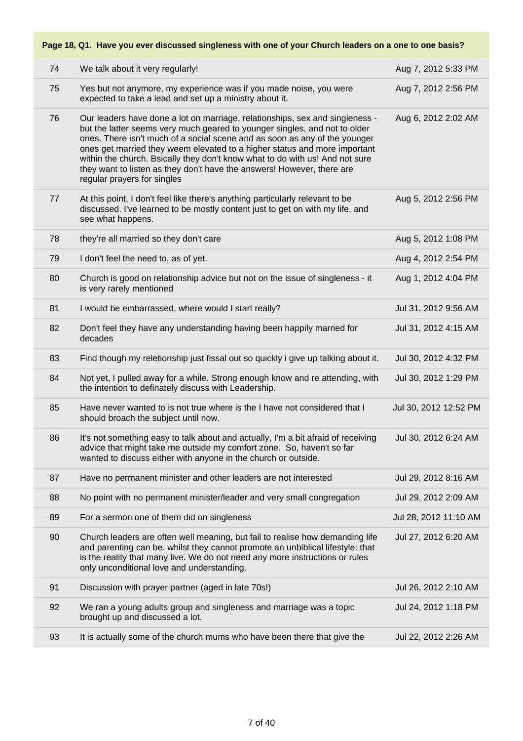**Page 18, Q1. Have you ever discussed singleness with one of your Church leaders on a one to one basis?**

| | | |
|---|---|---|
| 74 | We talk about it very regularly! | Aug 7, 2012 5:33 PM |
| 75 | Yes but not anymore, my experience was if you made noise, you were expected to take a lead and set up a ministry about it. | Aug 7, 2012 2:56 PM |
| 76 | Our leaders have done a lot on marriage, relationships, sex and singleness - but the latter seems very much geared to younger singles, and not to older ones. There isn't much of a social scene and as soon as any of the younger ones get married they weem elevated to a higher status and more important within the church. Bsically they don't know what to do with us! And not sure they want to listen as they don't have the answers! However, there are regular prayers for singles | Aug 6, 2012 2:02 AM |
| 77 | At this point, I don't feel like there's anything particularly relevant to be discussed. I've learned to be mostly content just to get on with my life, and see what happens. | Aug 5, 2012 2:56 PM |
| 78 | they're all married so they don't care | Aug 5, 2012 1:08 PM |
| 79 | I don't feel the need to, as of yet. | Aug 4, 2012 2:54 PM |
| 80 | Church is good on relationship advice but not on the issue of singleness - it is very rarely mentioned | Aug 1, 2012 4:04 PM |
| 81 | I would be embarrassed, where would I start really? | Jul 31, 2012 9:56 AM |
| 82 | Don't feel they have any understanding having been happily married for decades | Jul 31, 2012 4:15 AM |
| 83 | Find though my reletionship just fissal out so quickly i give up talking about it. | Jul 30, 2012 4:32 PM |
| 84 | Not yet, I pulled away for a while. Strong enough know and re attending, with the intention to definately discuss with Leadership. | Jul 30, 2012 1:29 PM |
| 85 | Have never wanted to is not true where is the I have not considered that I should broach the subject until now. | Jul 30, 2012 12:52 PM |
| 86 | It's not something easy to talk about and actually, I'm a bit afraid of receiving advice that might take me outside my comfort zone. So, haven't so far wanted to discuss either with anyone in the church or outside. | Jul 30, 2012 6:24 AM |
| 87 | Have no permanent minister and other leaders are not interested | Jul 29, 2012 8:16 AM |
| 88 | No point with no permanent minister/leader and very small congregation | Jul 29, 2012 2:09 AM |
| 89 | For a sermon one of them did on singleness | Jul 28, 2012 11:10 AM |
| 90 | Church leaders are often well meaning, but fail to realise how demanding life and parenting can be. whilst they cannot promote an unbiblical lifestyle: that is the reality that many live. We do not need any more instructions or rules only unconditional love and understanding. | Jul 27, 2012 6:20 AM |
| 91 | Discussion with prayer partner (aged in late 70s!) | Jul 26, 2012 2:10 AM |
| 92 | We ran a young adults group and singleness and marriage was a topic brought up and discussed a lot. | Jul 24, 2012 1:18 PM |
| 93 | It is actually some of the church mums who have been there that give the | Jul 22, 2012 2:26 AM |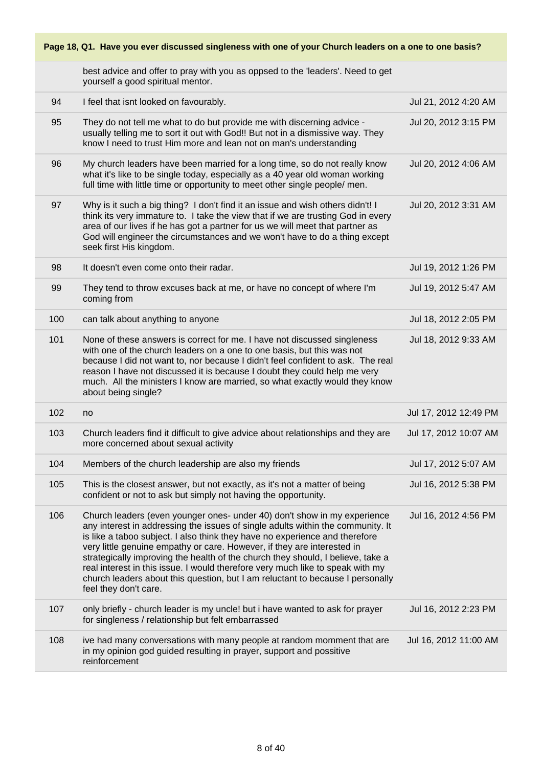**Page 18, Q1. Have you ever discussed singleness with one of your Church leaders on a one to one basis?**

| | | |
|---|---|---|
| | best advice and offer to pray with you as oppsed to the 'leaders'. Need to get yourself a good spiritual mentor. | |
| 94 | I feel that isnt looked on favourably. | Jul 21, 2012 4:20 AM |
| 95 | They do not tell me what to do but provide me with discerning advice - usually telling me to sort it out with God!! But not in a dismissive way. They know I need to trust Him more and lean not on man's understanding | Jul 20, 2012 3:15 PM |
| 96 | My church leaders have been married for a long time, so do not really know what it's like to be single today, especially as a 40 year old woman working full time with little time or opportunity to meet other single people/ men. | Jul 20, 2012 4:06 AM |
| 97 | Why is it such a big thing? I don't find it an issue and wish others didn't! I think its very immature to. I take the view that if we are trusting God in every area of our lives if he has got a partner for us we will meet that partner as God will engineer the circumstances and we won't have to do a thing except seek first His kingdom. | Jul 20, 2012 3:31 AM |
| 98 | It doesn't even come onto their radar. | Jul 19, 2012 1:26 PM |
| 99 | They tend to throw excuses back at me, or have no concept of where I'm coming from | Jul 19, 2012 5:47 AM |
| 100 | can talk about anything to anyone | Jul 18, 2012 2:05 PM |
| 101 | None of these answers is correct for me. I have not discussed singleness with one of the church leaders on a one to one basis, but this was not because I did not want to, nor because I didn't feel confident to ask. The real reason I have not discussed it is because I doubt they could help me very much. All the ministers I know are married, so what exactly would they know about being single? | Jul 18, 2012 9:33 AM |
| 102 | no | Jul 17, 2012 12:49 PM |
| 103 | Church leaders find it difficult to give advice about relationships and they are more concerned about sexual activity | Jul 17, 2012 10:07 AM |
| 104 | Members of the church leadership are also my friends | Jul 17, 2012 5:07 AM |
| 105 | This is the closest answer, but not exactly, as it's not a matter of being confident or not to ask but simply not having the opportunity. | Jul 16, 2012 5:38 PM |
| 106 | Church leaders (even younger ones- under 40) don't show in my experience any interest in addressing the issues of single adults within the community. It is like a taboo subject. I also think they have no experience and therefore very little genuine empathy or care. However, if they are interested in strategically improving the health of the church they should, I believe, take a real interest in this issue. I would therefore very much like to speak with my church leaders about this question, but I am reluctant to because I personally feel they don't care. | Jul 16, 2012 4:56 PM |
| 107 | only briefly - church leader is my uncle! but i have wanted to ask for prayer for singleness / relationship but felt embarrassed | Jul 16, 2012 2:23 PM |
| 108 | ive had many conversations with many people at random momment that are in my opinion god guided resulting in prayer, support and possitive reinforcement | Jul 16, 2012 11:00 AM |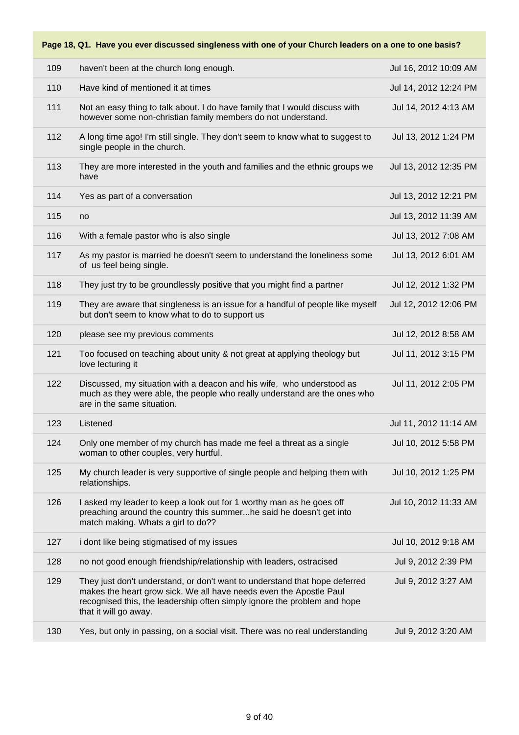| Page 18, Q1. Have you ever discussed singleness with one of your Church leaders on a one to one basis? | | |
|---|---|---|
| 109 | haven't been at the church long enough. | Jul 16, 2012 10:09 AM |
| 110 | Have kind of mentioned it at times | Jul 14, 2012 12:24 PM |
| 111 | Not an easy thing to talk about. I do have family that I would discuss with however some non-christian family members do not understand. | Jul 14, 2012 4:13 AM |
| 112 | A long time ago! I'm still single. They don't seem to know what to suggest to single people in the church. | Jul 13, 2012 1:24 PM |
| 113 | They are more interested in the youth and families and the ethnic groups we have | Jul 13, 2012 12:35 PM |
| 114 | Yes as part of a conversation | Jul 13, 2012 12:21 PM |
| 115 | no | Jul 13, 2012 11:39 AM |
| 116 | With a female pastor who is also single | Jul 13, 2012 7:08 AM |
| 117 | As my pastor is married he doesn't seem to understand the loneliness some of us feel being single. | Jul 13, 2012 6:01 AM |
| 118 | They just try to be groundlessly positive that you might find a partner | Jul 12, 2012 1:32 PM |
| 119 | They are aware that singleness is an issue for a handful of people like myself but don't seem to know what to do to support us | Jul 12, 2012 12:06 PM |
| 120 | please see my previous comments | Jul 12, 2012 8:58 AM |
| 121 | Too focused on teaching about unity & not great at applying theology but love lecturing it | Jul 11, 2012 3:15 PM |
| 122 | Discussed, my situation with a deacon and his wife, who understood as much as they were able, the people who really understand are the ones who are in the same situation. | Jul 11, 2012 2:05 PM |
| 123 | Listened | Jul 11, 2012 11:14 AM |
| 124 | Only one member of my church has made me feel a threat as a single woman to other couples, very hurtful. | Jul 10, 2012 5:58 PM |
| 125 | My church leader is very supportive of single people and helping them with relationships. | Jul 10, 2012 1:25 PM |
| 126 | I asked my leader to keep a look out for 1 worthy man as he goes off preaching around the country this summer...he said he doesn't get into match making. Whats a girl to do?? | Jul 10, 2012 11:33 AM |
| 127 | i dont like being stigmatised of my issues | Jul 10, 2012 9:18 AM |
| 128 | no not good enough friendship/relationship with leaders, ostracised | Jul 9, 2012 2:39 PM |
| 129 | They just don't understand, or don't want to understand that hope deferred makes the heart grow sick. We all have needs even the Apostle Paul recognised this, the leadership often simply ignore the problem and hope that it will go away. | Jul 9, 2012 3:27 AM |
| 130 | Yes, but only in passing, on a social visit. There was no real understanding | Jul 9, 2012 3:20 AM |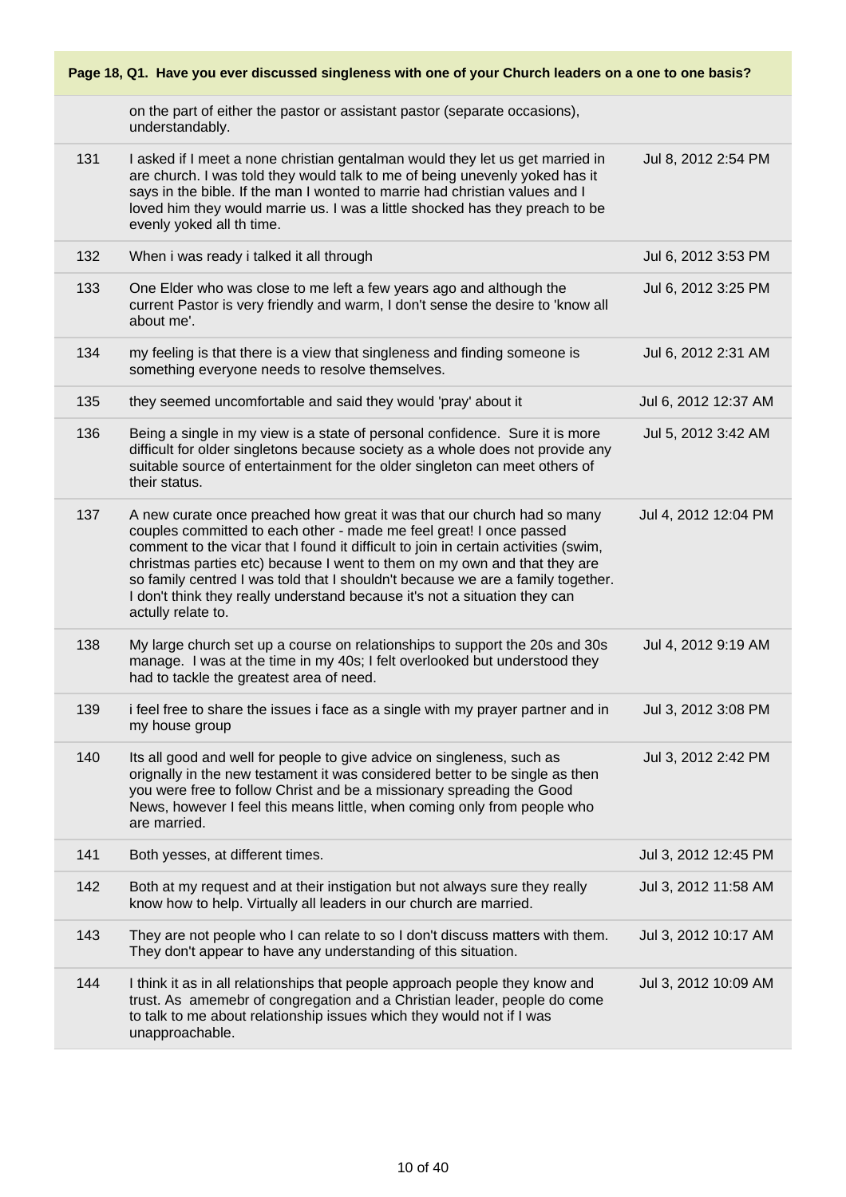**Page 18, Q1. Have you ever discussed singleness with one of your Church leaders on a one to one basis?**

| | | |
|---|---|---|
| | on the part of either the pastor or assistant pastor (separate occasions), understandably. | |
| 131 | I asked if I meet a none christian gentalman would they let us get married in are church. I was told they would talk to me of being unevenly yoked has it says in the bible. If the man I wonted to marrie had christian values and I loved him they would marrie us. I was a little shocked has they preach to be evenly yoked all th time. | Jul 8, 2012 2:54 PM |
| 132 | When i was ready i talked it all through | Jul 6, 2012 3:53 PM |
| 133 | One Elder who was close to me left a few years ago and although the current Pastor is very friendly and warm, I don't sense the desire to 'know all about me'. | Jul 6, 2012 3:25 PM |
| 134 | my feeling is that there is a view that singleness and finding someone is something everyone needs to resolve themselves. | Jul 6, 2012 2:31 AM |
| 135 | they seemed uncomfortable and said they would 'pray' about it | Jul 6, 2012 12:37 AM |
| 136 | Being a single in my view is a state of personal confidence. Sure it is more difficult for older singletons because society as a whole does not provide any suitable source of entertainment for the older singleton can meet others of their status. | Jul 5, 2012 3:42 AM |
| 137 | A new curate once preached how great it was that our church had so many couples committed to each other - made me feel great! I once passed comment to the vicar that I found it difficult to join in certain activities (swim, christmas parties etc) because I went to them on my own and that they are so family centred I was told that I shouldn't because we are a family together. I don't think they really understand because it's not a situation they can actully relate to. | Jul 4, 2012 12:04 PM |
| 138 | My large church set up a course on relationships to support the 20s and 30s manage. I was at the time in my 40s; I felt overlooked but understood they had to tackle the greatest area of need. | Jul 4, 2012 9:19 AM |
| 139 | i feel free to share the issues i face as a single with my prayer partner and in my house group | Jul 3, 2012 3:08 PM |
| 140 | Its all good and well for people to give advice on singleness, such as orignally in the new testament it was considered better to be single as then you were free to follow Christ and be a missionary spreading the Good News, however I feel this means little, when coming only from people who are married. | Jul 3, 2012 2:42 PM |
| 141 | Both yesses, at different times. | Jul 3, 2012 12:45 PM |
| 142 | Both at my request and at their instigation but not always sure they really know how to help. Virtually all leaders in our church are married. | Jul 3, 2012 11:58 AM |
| 143 | They are not people who I can relate to so I don't discuss matters with them. They don't appear to have any understanding of this situation. | Jul 3, 2012 10:17 AM |
| 144 | I think it as in all relationships that people approach people they know and trust. As amemebr of congregation and a Christian leader, people do come to talk to me about relationship issues which they would not if I was unapproachable. | Jul 3, 2012 10:09 AM |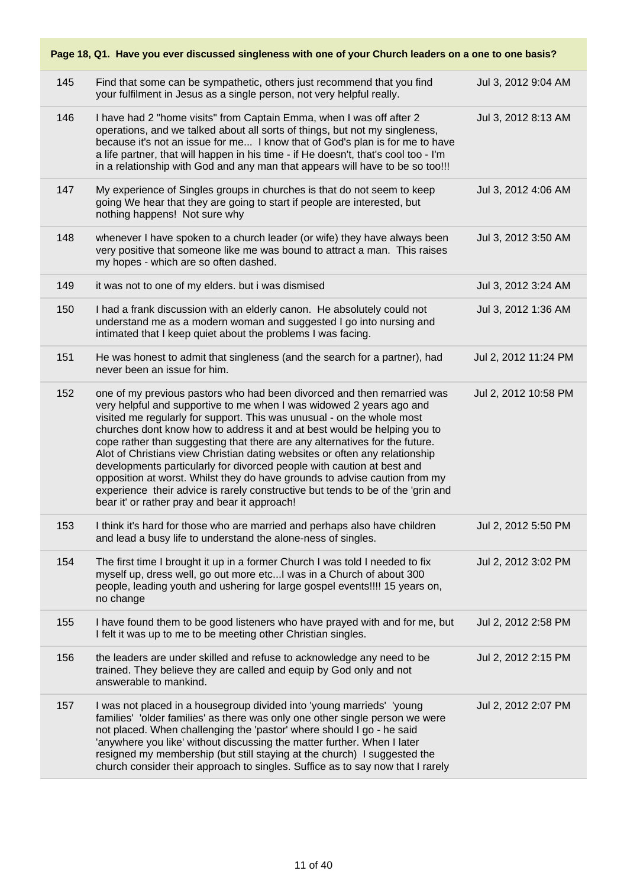**Page 18, Q1. Have you ever discussed singleness with one of your Church leaders on a one to one basis?**

| | | |
|---|---|---|
| 145 | Find that some can be sympathetic, others just recommend that you find your fulfilment in Jesus as a single person, not very helpful really. | Jul 3, 2012 9:04 AM |
| 146 | I have had 2 "home visits" from Captain Emma, when I was off after 2 operations, and we talked about all sorts of things, but not my singleness, because it's not an issue for me... I know that of God's plan is for me to have a life partner, that will happen in his time - if He doesn't, that's cool too - I'm in a relationship with God and any man that appears will have to be so too!!! | Jul 3, 2012 8:13 AM |
| 147 | My experience of Singles groups in churches is that do not seem to keep going We hear that they are going to start if people are interested, but nothing happens! Not sure why | Jul 3, 2012 4:06 AM |
| 148 | whenever I have spoken to a church leader (or wife) they have always been very positive that someone like me was bound to attract a man. This raises my hopes - which are so often dashed. | Jul 3, 2012 3:50 AM |
| 149 | it was not to one of my elders. but i was dismised | Jul 3, 2012 3:24 AM |
| 150 | I had a frank discussion with an elderly canon. He absolutely could not understand me as a modern woman and suggested I go into nursing and intimated that I keep quiet about the problems I was facing. | Jul 3, 2012 1:36 AM |
| 151 | He was honest to admit that singleness (and the search for a partner), had never been an issue for him. | Jul 2, 2012 11:24 PM |
| 152 | one of my previous pastors who had been divorced and then remarried was very helpful and supportive to me when I was widowed 2 years ago and visited me regularly for support. This was unusual - on the whole most churches dont know how to address it and at best would be helping you to cope rather than suggesting that there are any alternatives for the future. Alot of Christians view Christian dating websites or often any relationship developments particularly for divorced people with caution at best and opposition at worst. Whilst they do have grounds to advise caution from my experience their advice is rarely constructive but tends to be of the 'grin and bear it' or rather pray and bear it approach! | Jul 2, 2012 10:58 PM |
| 153 | I think it's hard for those who are married and perhaps also have children and lead a busy life to understand the alone-ness of singles. | Jul 2, 2012 5:50 PM |
| 154 | The first time I brought it up in a former Church I was told I needed to fix myself up, dress well, go out more etc...I was in a Church of about 300 people, leading youth and ushering for large gospel events!!!! 15 years on, no change | Jul 2, 2012 3:02 PM |
| 155 | I have found them to be good listeners who have prayed with and for me, but I felt it was up to me to be meeting other Christian singles. | Jul 2, 2012 2:58 PM |
| 156 | the leaders are under skilled and refuse to acknowledge any need to be trained. They believe they are called and equip by God only and not answerable to mankind. | Jul 2, 2012 2:15 PM |
| 157 | I was not placed in a housegroup divided into 'young marrieds' 'young families' 'older families' as there was only one other single person we were not placed. When challenging the 'pastor' where should I go - he said 'anywhere you like' without discussing the matter further. When I later resigned my membership (but still staying at the church) I suggested the church consider their approach to singles. Suffice as to say now that I rarely | Jul 2, 2012 2:07 PM |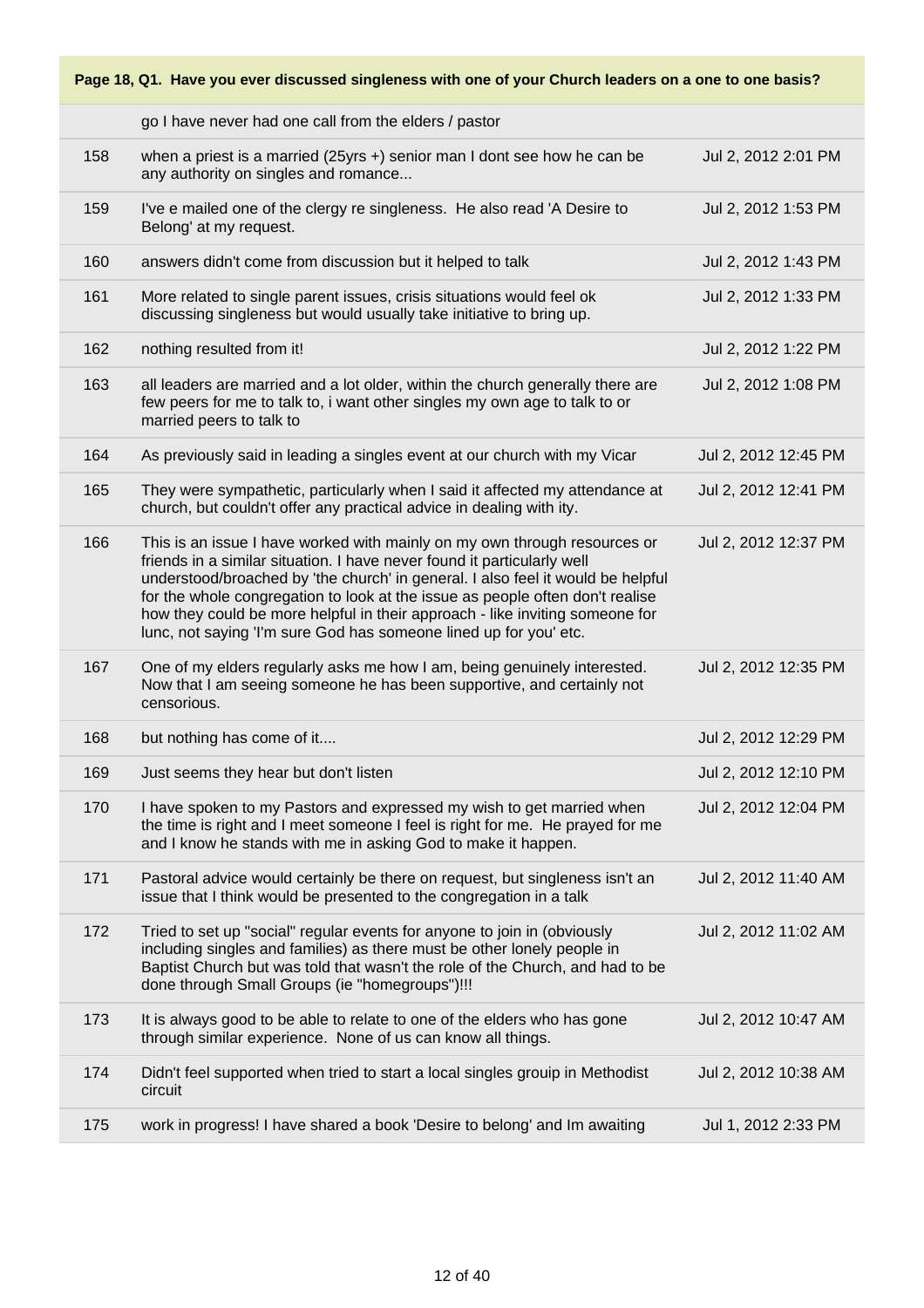**Page 18, Q1. Have you ever discussed singleness with one of your Church leaders on a one to one basis?**

| | | |
|---|---|---|
| | go I have never had one call from the elders / pastor | |
| 158 | when a priest is a married (25yrs +) senior man I dont see how he can be any authority on singles and romance... | Jul 2, 2012 2:01 PM |
| 159 | I've e mailed one of the clergy re singleness. He also read 'A Desire to Belong' at my request. | Jul 2, 2012 1:53 PM |
| 160 | answers didn't come from discussion but it helped to talk | Jul 2, 2012 1:43 PM |
| 161 | More related to single parent issues, crisis situations would feel ok discussing singleness but would usually take initiative to bring up. | Jul 2, 2012 1:33 PM |
| 162 | nothing resulted from it! | Jul 2, 2012 1:22 PM |
| 163 | all leaders are married and a lot older, within the church generally there are few peers for me to talk to, i want other singles my own age to talk to or married peers to talk to | Jul 2, 2012 1:08 PM |
| 164 | As previously said in leading a singles event at our church with my Vicar | Jul 2, 2012 12:45 PM |
| 165 | They were sympathetic, particularly when I said it affected my attendance at church, but couldn't offer any practical advice in dealing with ity. | Jul 2, 2012 12:41 PM |
| 166 | This is an issue I have worked with mainly on my own through resources or friends in a similar situation. I have never found it particularly well understood/broached by 'the church' in general. I also feel it would be helpful for the whole congregation to look at the issue as people often don't realise how they could be more helpful in their approach - like inviting someone for lunc, not saying 'I'm sure God has someone lined up for you' etc. | Jul 2, 2012 12:37 PM |
| 167 | One of my elders regularly asks me how I am, being genuinely interested. Now that I am seeing someone he has been supportive, and certainly not censorious. | Jul 2, 2012 12:35 PM |
| 168 | but nothing has come of it.... | Jul 2, 2012 12:29 PM |
| 169 | Just seems they hear but don't listen | Jul 2, 2012 12:10 PM |
| 170 | I have spoken to my Pastors and expressed my wish to get married when the time is right and I meet someone I feel is right for me. He prayed for me and I know he stands with me in asking God to make it happen. | Jul 2, 2012 12:04 PM |
| 171 | Pastoral advice would certainly be there on request, but singleness isn't an issue that I think would be presented to the congregation in a talk | Jul 2, 2012 11:40 AM |
| 172 | Tried to set up "social" regular events for anyone to join in (obviously including singles and families) as there must be other lonely people in Baptist Church but was told that wasn't the role of the Church, and had to be done through Small Groups (ie "homegroups")!!! | Jul 2, 2012 11:02 AM |
| 173 | It is always good to be able to relate to one of the elders who has gone through similar experience. None of us can know all things. | Jul 2, 2012 10:47 AM |
| 174 | Didn't feel supported when tried to start a local singles grouip in Methodist circuit | Jul 2, 2012 10:38 AM |
| 175 | work in progress! I have shared a book 'Desire to belong' and Im awaiting | Jul 1, 2012 2:33 PM |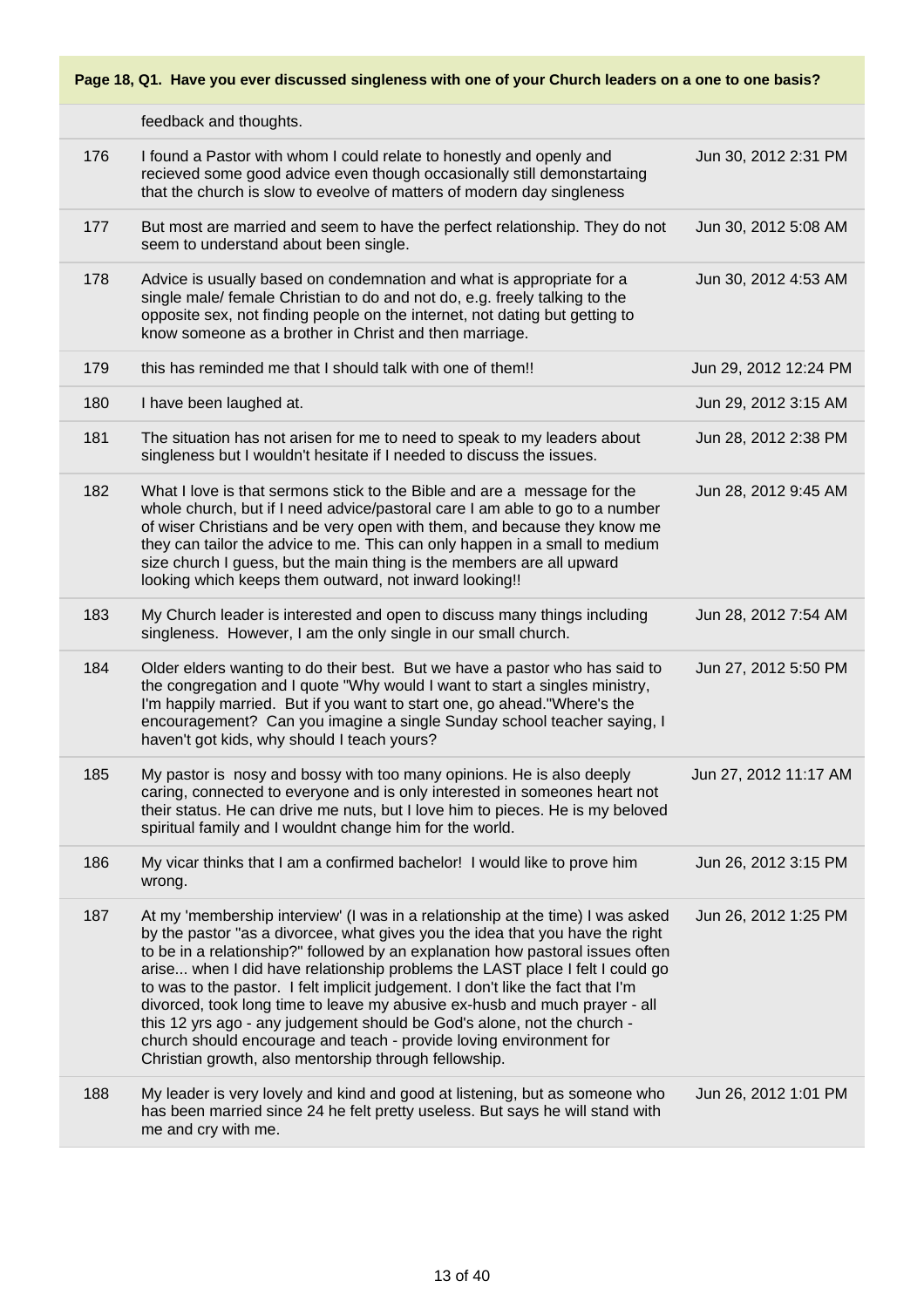**Page 18, Q1. Have you ever discussed singleness with one of your Church leaders on a one to one basis?**

| | | |
|---|---|---|
| | feedback and thoughts. | |
| 176 | I found a Pastor with whom I could relate to honestly and openly and recieved some good advice even though occasionally still demonstartaing that the church is slow to eveolve of matters of modern day singleness | Jun 30, 2012 2:31 PM |
| 177 | But most are married and seem to have the perfect relationship. They do not seem to understand about been single. | Jun 30, 2012 5:08 AM |
| 178 | Advice is usually based on condemnation and what is appropriate for a single male/ female Christian to do and not do, e.g. freely talking to the opposite sex, not finding people on the internet, not dating but getting to know someone as a brother in Christ and then marriage. | Jun 30, 2012 4:53 AM |
| 179 | this has reminded me that I should talk with one of them!! | Jun 29, 2012 12:24 PM |
| 180 | I have been laughed at. | Jun 29, 2012 3:15 AM |
| 181 | The situation has not arisen for me to need to speak to my leaders about singleness but I wouldn't hesitate if I needed to discuss the issues. | Jun 28, 2012 2:38 PM |
| 182 | What I love is that sermons stick to the Bible and are a message for the whole church, but if I need advice/pastoral care I am able to go to a number of wiser Christians and be very open with them, and because they know me they can tailor the advice to me. This can only happen in a small to medium size church I guess, but the main thing is the members are all upward looking which keeps them outward, not inward looking!! | Jun 28, 2012 9:45 AM |
| 183 | My Church leader is interested and open to discuss many things including singleness. However, I am the only single in our small church. | Jun 28, 2012 7:54 AM |
| 184 | Older elders wanting to do their best. But we have a pastor who has said to the congregation and I quote "Why would I want to start a singles ministry, I'm happily married. But if you want to start one, go ahead."Where's the encouragement? Can you imagine a single Sunday school teacher saying, I haven't got kids, why should I teach yours? | Jun 27, 2012 5:50 PM |
| 185 | My pastor is nosy and bossy with too many opinions. He is also deeply caring, connected to everyone and is only interested in someones heart not their status. He can drive me nuts, but I love him to pieces. He is my beloved spiritual family and I wouldnt change him for the world. | Jun 27, 2012 11:17 AM |
| 186 | My vicar thinks that I am a confirmed bachelor! I would like to prove him wrong. | Jun 26, 2012 3:15 PM |
| 187 | At my 'membership interview' (I was in a relationship at the time) I was asked by the pastor "as a divorcee, what gives you the idea that you have the right to be in a relationship?" followed by an explanation how pastoral issues often arise... when I did have relationship problems the LAST place I felt I could go to was to the pastor. I felt implicit judgement. I don't like the fact that I'm divorced, took long time to leave my abusive ex-husb and much prayer - all this 12 yrs ago - any judgement should be God's alone, not the church - church should encourage and teach - provide loving environment for Christian growth, also mentorship through fellowship. | Jun 26, 2012 1:25 PM |
| 188 | My leader is very lovely and kind and good at listening, but as someone who has been married since 24 he felt pretty useless. But says he will stand with me and cry with me. | Jun 26, 2012 1:01 PM |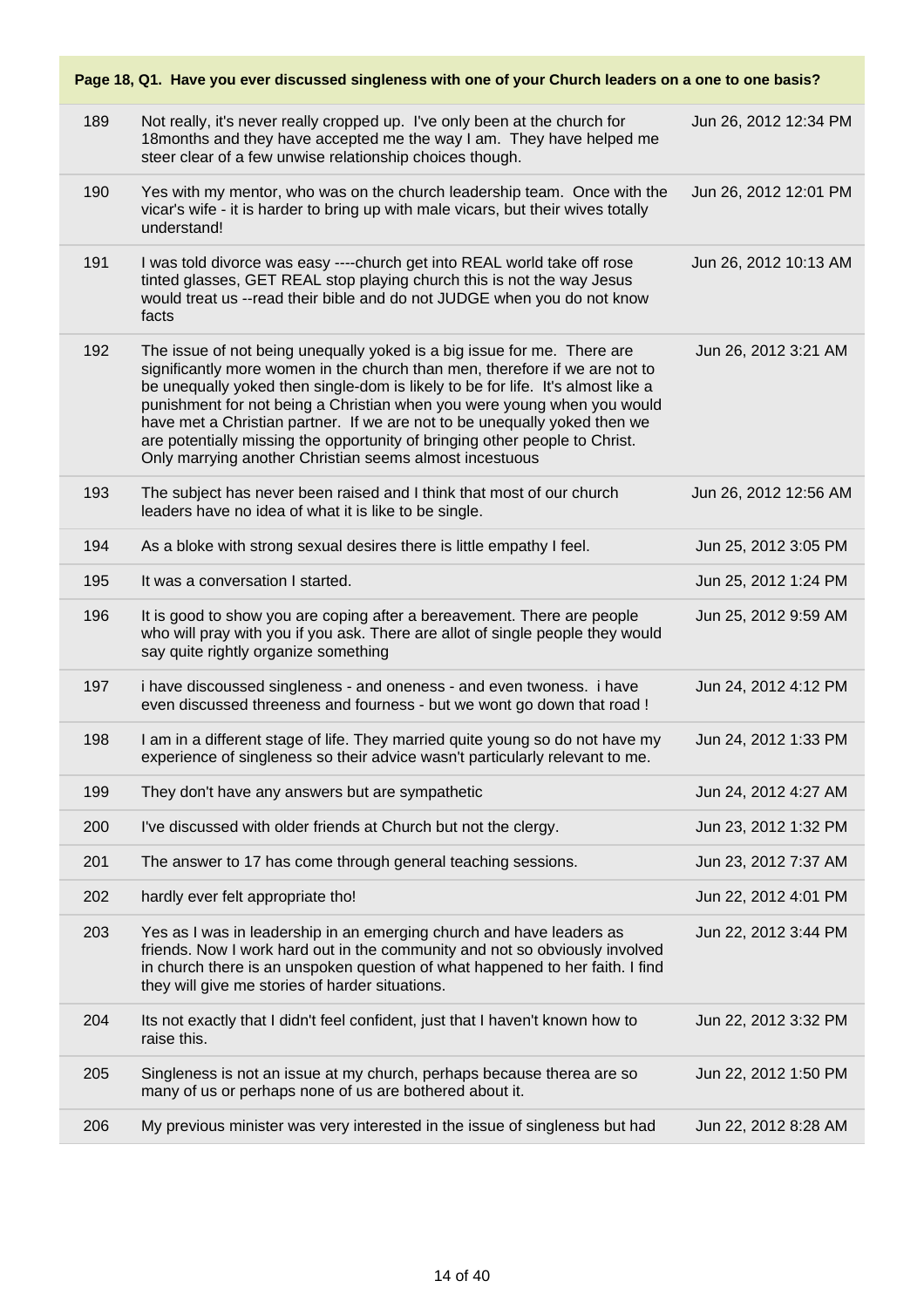**Page 18, Q1. Have you ever discussed singleness with one of your Church leaders on a one to one basis?**

| | | |
|---|---|---|
| 189 | Not really, it's never really cropped up. I've only been at the church for 18months and they have accepted me the way I am. They have helped me steer clear of a few unwise relationship choices though. | Jun 26, 2012 12:34 PM |
| 190 | Yes with my mentor, who was on the church leadership team. Once with the vicar's wife - it is harder to bring up with male vicars, but their wives totally understand! | Jun 26, 2012 12:01 PM |
| 191 | I was told divorce was easy ----church get into REAL world take off rose tinted glasses, GET REAL stop playing church this is not the way Jesus would treat us --read their bible and do not JUDGE when you do not know facts | Jun 26, 2012 10:13 AM |
| 192 | The issue of not being unequally yoked is a big issue for me. There are significantly more women in the church than men, therefore if we are not to be unequally yoked then single-dom is likely to be for life. It's almost like a punishment for not being a Christian when you were young when you would have met a Christian partner. If we are not to be unequally yoked then we are potentially missing the opportunity of bringing other people to Christ. Only marrying another Christian seems almost incestuous | Jun 26, 2012 3:21 AM |
| 193 | The subject has never been raised and I think that most of our church leaders have no idea of what it is like to be single. | Jun 26, 2012 12:56 AM |
| 194 | As a bloke with strong sexual desires there is little empathy I feel. | Jun 25, 2012 3:05 PM |
| 195 | It was a conversation I started. | Jun 25, 2012 1:24 PM |
| 196 | It is good to show you are coping after a bereavement. There are people who will pray with you if you ask. There are allot of single people they would say quite rightly organize something | Jun 25, 2012 9:59 AM |
| 197 | i have discoussed singleness - and oneness - and even twoness. i have even discussed threeness and fourness - but we wont go down that road ! | Jun 24, 2012 4:12 PM |
| 198 | I am in a different stage of life. They married quite young so do not have my experience of singleness so their advice wasn't particularly relevant to me. | Jun 24, 2012 1:33 PM |
| 199 | They don't have any answers but are sympathetic | Jun 24, 2012 4:27 AM |
| 200 | I've discussed with older friends at Church but not the clergy. | Jun 23, 2012 1:32 PM |
| 201 | The answer to 17 has come through general teaching sessions. | Jun 23, 2012 7:37 AM |
| 202 | hardly ever felt appropriate tho! | Jun 22, 2012 4:01 PM |
| 203 | Yes as I was in leadership in an emerging church and have leaders as friends. Now I work hard out in the community and not so obviously involved in church there is an unspoken question of what happened to her faith. I find they will give me stories of harder situations. | Jun 22, 2012 3:44 PM |
| 204 | Its not exactly that I didn't feel confident, just that I haven't known how to raise this. | Jun 22, 2012 3:32 PM |
| 205 | Singleness is not an issue at my church, perhaps because therea are so many of us or perhaps none of us are bothered about it. | Jun 22, 2012 1:50 PM |
| 206 | My previous minister was very interested in the issue of singleness but had | Jun 22, 2012 8:28 AM |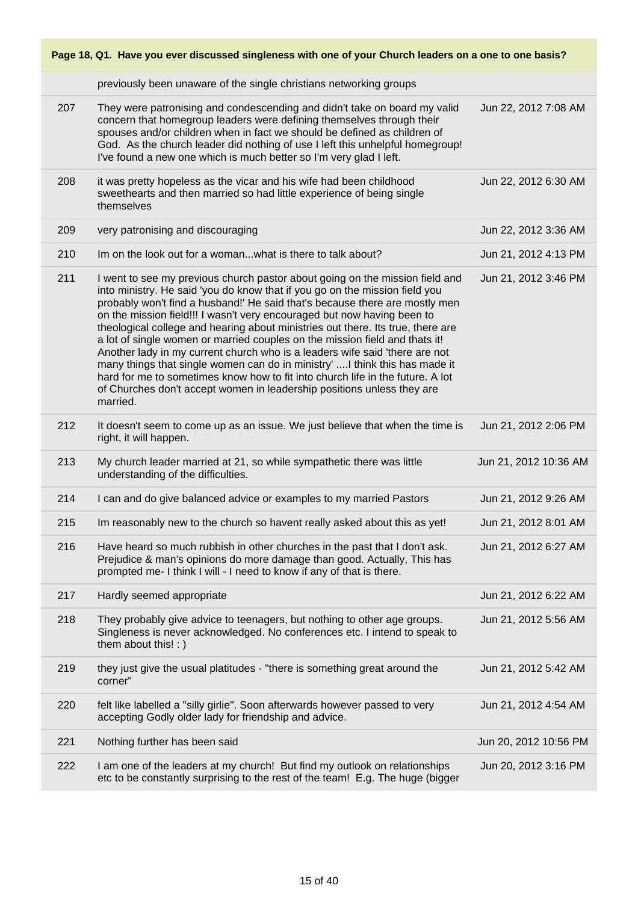**Page 18, Q1. Have you ever discussed singleness with one of your Church leaders on a one to one basis?**

| | | |
|---|---|---|
| | previously been unaware of the single christians networking groups | |
| 207 | They were patronising and condescending and didn't take on board my valid concern that homegroup leaders were defining themselves through their spouses and/or children when in fact we should be defined as children of God. As the church leader did nothing of use I left this unhelpful homegroup! I've found a new one which is much better so I'm very glad I left. | Jun 22, 2012 7:08 AM |
| 208 | it was pretty hopeless as the vicar and his wife had been childhood sweethearts and then married so had little experience of being single themselves | Jun 22, 2012 6:30 AM |
| 209 | very patronising and discouraging | Jun 22, 2012 3:36 AM |
| 210 | Im on the look out for a woman...what is there to talk about? | Jun 21, 2012 4:13 PM |
| 211 | I went to see my previous church pastor about going on the mission field and into ministry. He said 'you do know that if you go on the mission field you probably won't find a husband!' He said that's because there are mostly men on the mission field!!! I wasn't very encouraged but now having been to theological college and hearing about ministries out there. Its true, there are a lot of single women or married couples on the mission field and thats it! Another lady in my current church who is a leaders wife said 'there are not many things that single women can do in ministry' ....I think this has made it hard for me to sometimes know how to fit into church life in the future. A lot of Churches don't accept women in leadership positions unless they are married. | Jun 21, 2012 3:46 PM |
| 212 | It doesn't seem to come up as an issue. We just believe that when the time is right, it will happen. | Jun 21, 2012 2:06 PM |
| 213 | My church leader married at 21, so while sympathetic there was little understanding of the difficulties. | Jun 21, 2012 10:36 AM |
| 214 | I can and do give balanced advice or examples to my married Pastors | Jun 21, 2012 9:26 AM |
| 215 | Im reasonably new to the church so havent really asked about this as yet! | Jun 21, 2012 8:01 AM |
| 216 | Have heard so much rubbish in other churches in the past that I don't ask. Prejudice & man's opinions do more damage than good. Actually, This has prompted me- I think I will - I need to know if any of that is there. | Jun 21, 2012 6:27 AM |
| 217 | Hardly seemed appropriate | Jun 21, 2012 6:22 AM |
| 218 | They probably give advice to teenagers, but nothing to other age groups. Singleness is never acknowledged. No conferences etc. I intend to speak to them about this! : ) | Jun 21, 2012 5:56 AM |
| 219 | they just give the usual platitudes - "there is something great around the corner" | Jun 21, 2012 5:42 AM |
| 220 | felt like labelled a "silly girlie". Soon afterwards however passed to very accepting Godly older lady for friendship and advice. | Jun 21, 2012 4:54 AM |
| 221 | Nothing further has been said | Jun 20, 2012 10:56 PM |
| 222 | I am one of the leaders at my church! But find my outlook on relationships etc to be constantly surprising to the rest of the team! E.g. The huge (bigger | Jun 20, 2012 3:16 PM |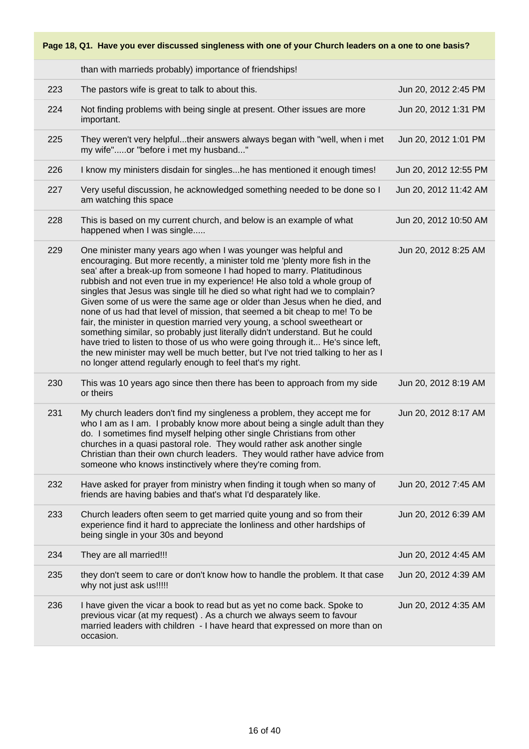**Page 18, Q1. Have you ever discussed singleness with one of your Church leaders on a one to one basis?**

| | | |
|---|---|---|
| | than with marrieds probably) importance of friendships! | |
| 223 | The pastors wife is great to talk to about this. | Jun 20, 2012 2:45 PM |
| 224 | Not finding problems with being single at present. Other issues are more important. | Jun 20, 2012 1:31 PM |
| 225 | They weren't very helpful...their answers always began with "well, when i met my wife".....or "before i met my husband..." | Jun 20, 2012 1:01 PM |
| 226 | I know my ministers disdain for singles...he has mentioned it enough times! | Jun 20, 2012 12:55 PM |
| 227 | Very useful discussion, he acknowledged something needed to be done so I am watching this space | Jun 20, 2012 11:42 AM |
| 228 | This is based on my current church, and below is an example of what happened when I was single..... | Jun 20, 2012 10:50 AM |
| 229 | One minister many years ago when I was younger was helpful and encouraging. But more recently, a minister told me 'plenty more fish in the sea' after a break-up from someone I had hoped to marry. Platitudinous rubbish and not even true in my experience! He also told a whole group of singles that Jesus was single till he died so what right had we to complain? Given some of us were the same age or older than Jesus when he died, and none of us had that level of mission, that seemed a bit cheap to me! To be fair, the minister in question married very young, a school sweetheart or something similar, so probably just literally didn't understand. But he could have tried to listen to those of us who were going through it... He's since left, the new minister may well be much better, but I've not tried talking to her as I no longer attend regularly enough to feel that's my right. | Jun 20, 2012 8:25 AM |
| 230 | This was 10 years ago since then there has been to approach from my side or theirs | Jun 20, 2012 8:19 AM |
| 231 | My church leaders don't find my singleness a problem, they accept me for who I am as I am. I probably know more about being a single adult than they do. I sometimes find myself helping other single Christians from other churches in a quasi pastoral role. They would rather ask another single Christian than their own church leaders. They would rather have advice from someone who knows instinctively where they're coming from. | Jun 20, 2012 8:17 AM |
| 232 | Have asked for prayer from ministry when finding it tough when so many of friends are having babies and that's what I'd desparately like. | Jun 20, 2012 7:45 AM |
| 233 | Church leaders often seem to get married quite young and so from their experience find it hard to appreciate the lonliness and other hardships of being single in your 30s and beyond | Jun 20, 2012 6:39 AM |
| 234 | They are all married!!! | Jun 20, 2012 4:45 AM |
| 235 | they don't seem to care or don't know how to handle the problem. It that case why not just ask us!!!!! | Jun 20, 2012 4:39 AM |
| 236 | I have given the vicar a book to read but as yet no come back. Spoke to previous vicar (at my request) . As a church we always seem to favour married leaders with children - I have heard that expressed on more than on occasion. | Jun 20, 2012 4:35 AM |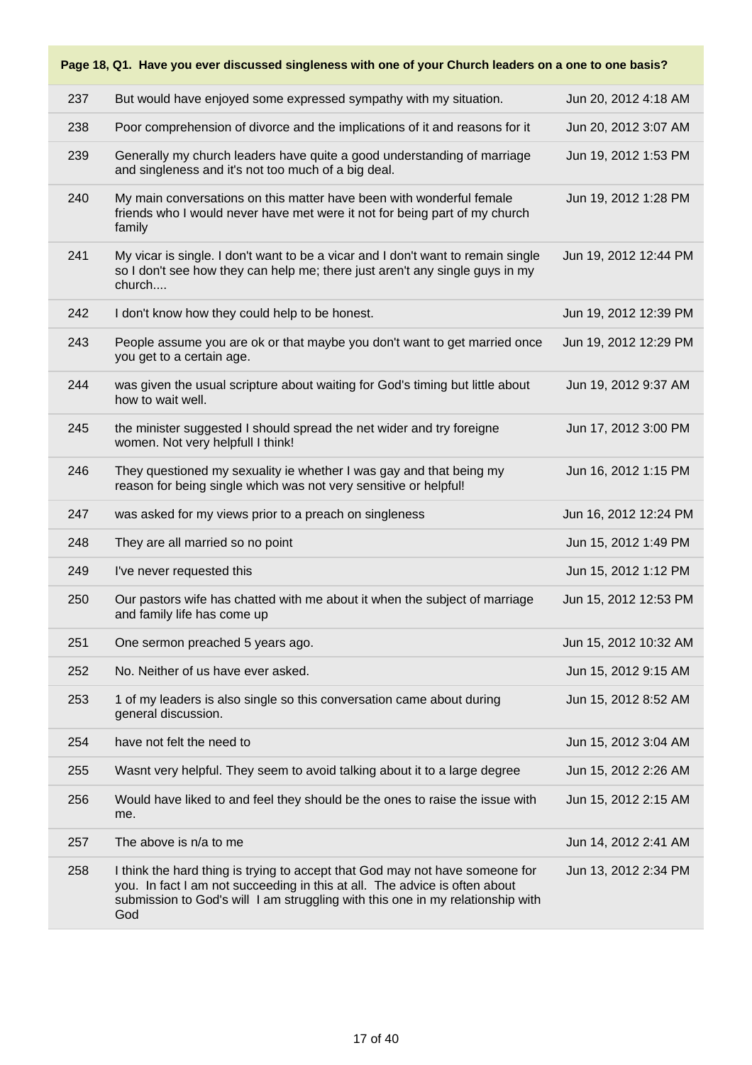**Page 18, Q1. Have you ever discussed singleness with one of your Church leaders on a one to one basis?**

| | | |
|---|---|---|
| 237 | But would have enjoyed some expressed sympathy with my situation. | Jun 20, 2012 4:18 AM |
| 238 | Poor comprehension of divorce and the implications of it and reasons for it | Jun 20, 2012 3:07 AM |
| 239 | Generally my church leaders have quite a good understanding of marriage and singleness and it's not too much of a big deal. | Jun 19, 2012 1:53 PM |
| 240 | My main conversations on this matter have been with wonderful female friends who I would never have met were it not for being part of my church family | Jun 19, 2012 1:28 PM |
| 241 | My vicar is single. I don't want to be a vicar and I don't want to remain single so I don't see how they can help me; there just aren't any single guys in my church.... | Jun 19, 2012 12:44 PM |
| 242 | I don't know how they could help to be honest. | Jun 19, 2012 12:39 PM |
| 243 | People assume you are ok or that maybe you don't want to get married once you get to a certain age. | Jun 19, 2012 12:29 PM |
| 244 | was given the usual scripture about waiting for God's timing but little about how to wait well. | Jun 19, 2012 9:37 AM |
| 245 | the minister suggested I should spread the net wider and try foreigne women. Not very helpfull I think! | Jun 17, 2012 3:00 PM |
| 246 | They questioned my sexuality ie whether I was gay and that being my reason for being single which was not very sensitive or helpful! | Jun 16, 2012 1:15 PM |
| 247 | was asked for my views prior to a preach on singleness | Jun 16, 2012 12:24 PM |
| 248 | They are all married so no point | Jun 15, 2012 1:49 PM |
| 249 | I've never requested this | Jun 15, 2012 1:12 PM |
| 250 | Our pastors wife has chatted with me about it when the subject of marriage and family life has come up | Jun 15, 2012 12:53 PM |
| 251 | One sermon preached 5 years ago. | Jun 15, 2012 10:32 AM |
| 252 | No. Neither of us have ever asked. | Jun 15, 2012 9:15 AM |
| 253 | 1 of my leaders is also single so this conversation came about during general discussion. | Jun 15, 2012 8:52 AM |
| 254 | have not felt the need to | Jun 15, 2012 3:04 AM |
| 255 | Wasnt very helpful. They seem to avoid talking about it to a large degree | Jun 15, 2012 2:26 AM |
| 256 | Would have liked to and feel they should be the ones to raise the issue with me. | Jun 15, 2012 2:15 AM |
| 257 | The above is n/a to me | Jun 14, 2012 2:41 AM |
| 258 | I think the hard thing is trying to accept that God may not have someone for you. In fact I am not succeeding in this at all. The advice is often about submission to God's will I am struggling with this one in my relationship with God | Jun 13, 2012 2:34 PM |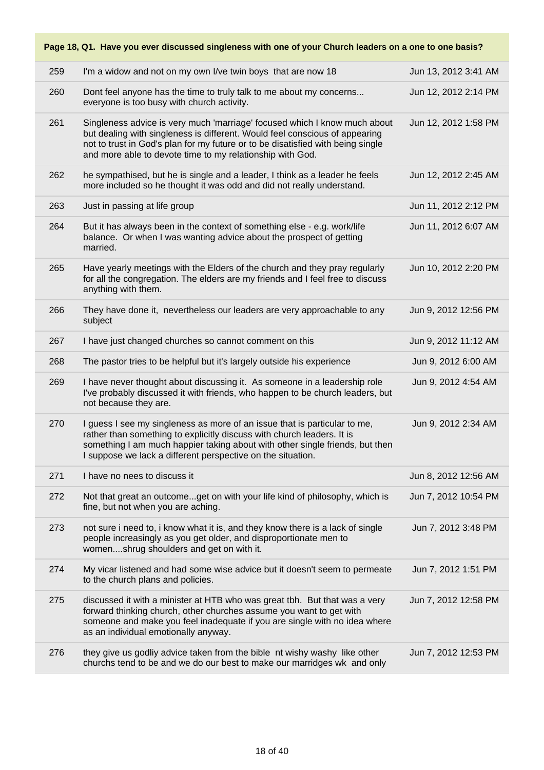**Page 18, Q1. Have you ever discussed singleness with one of your Church leaders on a one to one basis?**

| | | |
|---|---|---|
| 259 | I'm a widow and not on my own I/ve twin boys that are now 18 | Jun 13, 2012 3:41 AM |
| 260 | Dont feel anyone has the time to truly talk to me about my concerns... everyone is too busy with church activity. | Jun 12, 2012 2:14 PM |
| 261 | Singleness advice is very much 'marriage' focused which I know much about but dealing with singleness is different. Would feel conscious of appearing not to trust in God's plan for my future or to be disatisfied with being single and more able to devote time to my relationship with God. | Jun 12, 2012 1:58 PM |
| 262 | he sympathised, but he is single and a leader, I think as a leader he feels more included so he thought it was odd and did not really understand. | Jun 12, 2012 2:45 AM |
| 263 | Just in passing at life group | Jun 11, 2012 2:12 PM |
| 264 | But it has always been in the context of something else - e.g. work/life balance. Or when I was wanting advice about the prospect of getting married. | Jun 11, 2012 6:07 AM |
| 265 | Have yearly meetings with the Elders of the church and they pray regularly for all the congregation. The elders are my friends and I feel free to discuss anything with them. | Jun 10, 2012 2:20 PM |
| 266 | They have done it, nevertheless our leaders are very approachable to any subject | Jun 9, 2012 12:56 PM |
| 267 | I have just changed churches so cannot comment on this | Jun 9, 2012 11:12 AM |
| 268 | The pastor tries to be helpful but it's largely outside his experience | Jun 9, 2012 6:00 AM |
| 269 | I have never thought about discussing it. As someone in a leadership role I've probably discussed it with friends, who happen to be church leaders, but not because they are. | Jun 9, 2012 4:54 AM |
| 270 | I guess I see my singleness as more of an issue that is particular to me, rather than something to explicitly discuss with church leaders. It is something I am much happier taking about with other single friends, but then I suppose we lack a different perspective on the situation. | Jun 9, 2012 2:34 AM |
| 271 | I have no nees to discuss it | Jun 8, 2012 12:56 AM |
| 272 | Not that great an outcome...get on with your life kind of philosophy, which is fine, but not when you are aching. | Jun 7, 2012 10:54 PM |
| 273 | not sure i need to, i know what it is, and they know there is a lack of single people increasingly as you get older, and disproportionate men to women....shrug shoulders and get on with it. | Jun 7, 2012 3:48 PM |
| 274 | My vicar listened and had some wise advice but it doesn't seem to permeate to the church plans and policies. | Jun 7, 2012 1:51 PM |
| 275 | discussed it with a minister at HTB who was great tbh. But that was a very forward thinking church, other churches assume you want to get with someone and make you feel inadequate if you are single with no idea where as an individual emotionally anyway. | Jun 7, 2012 12:58 PM |
| 276 | they give us godliy advice taken from the bible nt wishy washy like other churchs tend to be and we do our best to make our marridges wk and only | Jun 7, 2012 12:53 PM |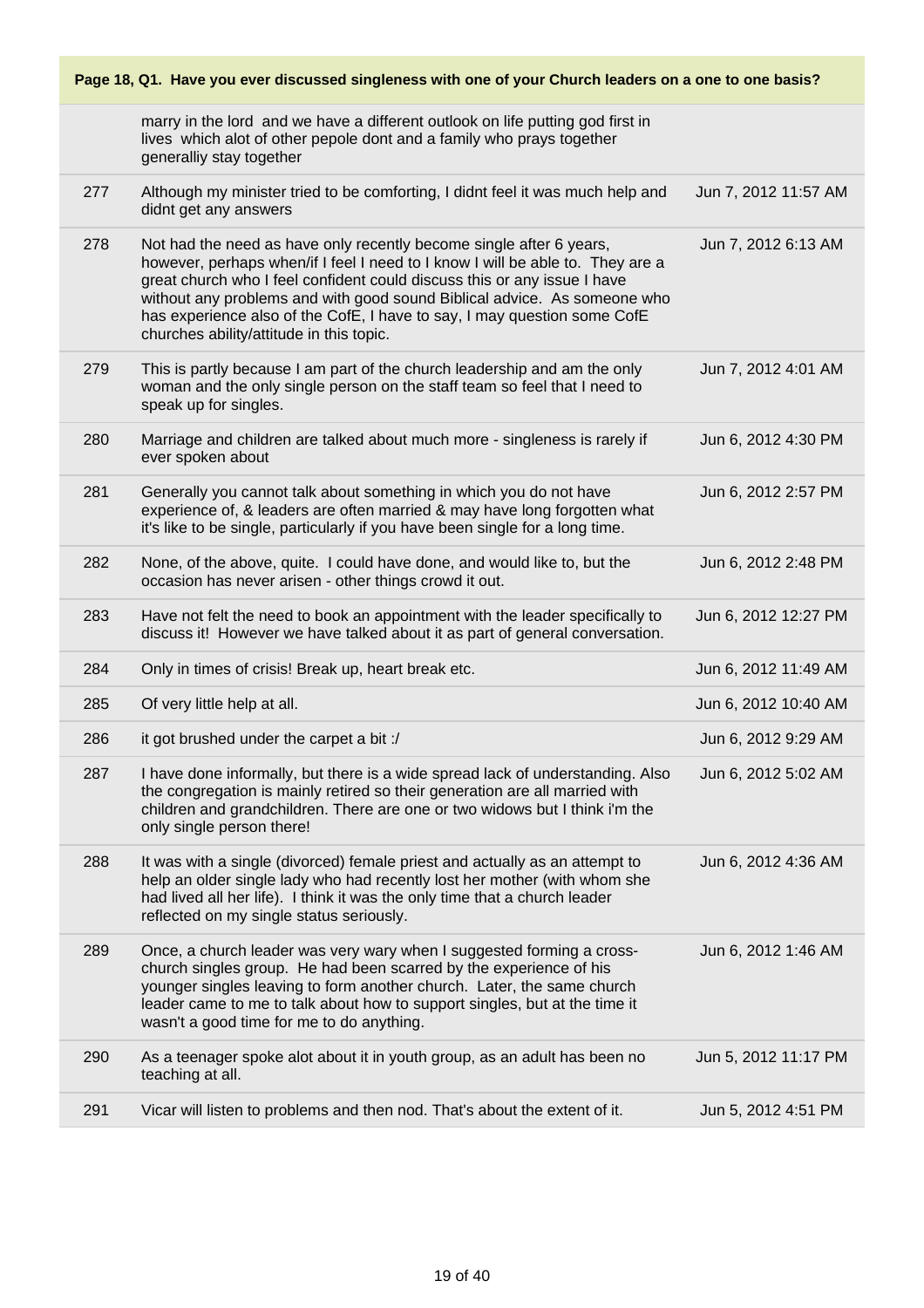| Page 18, Q1. Have you ever discussed singleness with one of your Church leaders on a one to one basis? | | |
|---|---|---|
| | marry in the lord and we have a different outlook on life putting god first in lives which alot of other pepole dont and a family who prays together generalliy stay together | |
| 277 | Although my minister tried to be comforting, I didnt feel it was much help and didnt get any answers | Jun 7, 2012 11:57 AM |
| 278 | Not had the need as have only recently become single after 6 years, however, perhaps when/if I feel I need to I know I will be able to. They are a great church who I feel confident could discuss this or any issue I have without any problems and with good sound Biblical advice. As someone who has experience also of the CofE, I have to say, I may question some CofE churches ability/attitude in this topic. | Jun 7, 2012 6:13 AM |
| 279 | This is partly because I am part of the church leadership and am the only woman and the only single person on the staff team so feel that I need to speak up for singles. | Jun 7, 2012 4:01 AM |
| 280 | Marriage and children are talked about much more - singleness is rarely if ever spoken about | Jun 6, 2012 4:30 PM |
| 281 | Generally you cannot talk about something in which you do not have experience of, & leaders are often married & may have long forgotten what it's like to be single, particularly if you have been single for a long time. | Jun 6, 2012 2:57 PM |
| 282 | None, of the above, quite. I could have done, and would like to, but the occasion has never arisen - other things crowd it out. | Jun 6, 2012 2:48 PM |
| 283 | Have not felt the need to book an appointment with the leader specifically to discuss it! However we have talked about it as part of general conversation. | Jun 6, 2012 12:27 PM |
| 284 | Only in times of crisis! Break up, heart break etc. | Jun 6, 2012 11:49 AM |
| 285 | Of very little help at all. | Jun 6, 2012 10:40 AM |
| 286 | it got brushed under the carpet a bit :/ | Jun 6, 2012 9:29 AM |
| 287 | I have done informally, but there is a wide spread lack of understanding. Also the congregation is mainly retired so their generation are all married with children and grandchildren. There are one or two widows but I think i'm the only single person there! | Jun 6, 2012 5:02 AM |
| 288 | It was with a single (divorced) female priest and actually as an attempt to help an older single lady who had recently lost her mother (with whom she had lived all her life). I think it was the only time that a church leader reflected on my single status seriously. | Jun 6, 2012 4:36 AM |
| 289 | Once, a church leader was very wary when I suggested forming a cross-church singles group. He had been scarred by the experience of his younger singles leaving to form another church. Later, the same church leader came to me to talk about how to support singles, but at the time it wasn't a good time for me to do anything. | Jun 6, 2012 1:46 AM |
| 290 | As a teenager spoke alot about it in youth group, as an adult has been no teaching at all. | Jun 5, 2012 11:17 PM |
| 291 | Vicar will listen to problems and then nod. That's about the extent of it. | Jun 5, 2012 4:51 PM |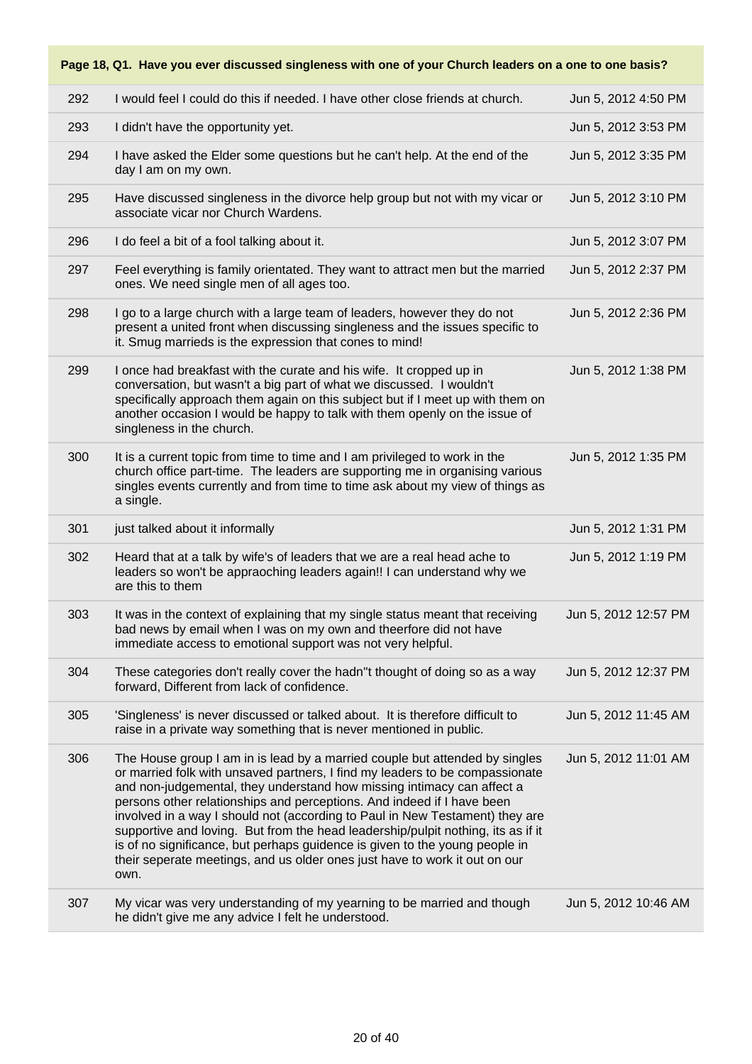**Page 18, Q1. Have you ever discussed singleness with one of your Church leaders on a one to one basis?**

| | | |
|---|---|---|
| 292 | I would feel I could do this if needed. I have other close friends at church. | Jun 5, 2012 4:50 PM |
| 293 | I didn't have the opportunity yet. | Jun 5, 2012 3:53 PM |
| 294 | I have asked the Elder some questions but he can't help. At the end of the day I am on my own. | Jun 5, 2012 3:35 PM |
| 295 | Have discussed singleness in the divorce help group but not with my vicar or associate vicar nor Church Wardens. | Jun 5, 2012 3:10 PM |
| 296 | I do feel a bit of a fool talking about it. | Jun 5, 2012 3:07 PM |
| 297 | Feel everything is family orientated. They want to attract men but the married ones. We need single men of all ages too. | Jun 5, 2012 2:37 PM |
| 298 | I go to a large church with a large team of leaders, however they do not present a united front when discussing singleness and the issues specific to it. Smug marrieds is the expression that cones to mind! | Jun 5, 2012 2:36 PM |
| 299 | I once had breakfast with the curate and his wife. It cropped up in conversation, but wasn't a big part of what we discussed. I wouldn't specifically approach them again on this subject but if I meet up with them on another occasion I would be happy to talk with them openly on the issue of singleness in the church. | Jun 5, 2012 1:38 PM |
| 300 | It is a current topic from time to time and I am privileged to work in the church office part-time. The leaders are supporting me in organising various singles events currently and from time to time ask about my view of things as a single. | Jun 5, 2012 1:35 PM |
| 301 | just talked about it informally | Jun 5, 2012 1:31 PM |
| 302 | Heard that at a talk by wife's of leaders that we are a real head ache to leaders so won't be appraoching leaders again!! I can understand why we are this to them | Jun 5, 2012 1:19 PM |
| 303 | It was in the context of explaining that my single status meant that receiving bad news by email when I was on my own and theerfore did not have immediate access to emotional support was not very helpful. | Jun 5, 2012 12:57 PM |
| 304 | These categories don't really cover the hadn"t thought of doing so as a way forward, Different from lack of confidence. | Jun 5, 2012 12:37 PM |
| 305 | 'Singleness' is never discussed or talked about. It is therefore difficult to raise in a private way something that is never mentioned in public. | Jun 5, 2012 11:45 AM |
| 306 | The House group I am in is lead by a married couple but attended by singles or married folk with unsaved partners, I find my leaders to be compassionate and non-judgemental, they understand how missing intimacy can affect a persons other relationships and perceptions. And indeed if I have been involved in a way I should not (according to Paul in New Testament) they are supportive and loving. But from the head leadership/pulpit nothing, its as if it is of no significance, but perhaps guidence is given to the young people in their seperate meetings, and us older ones just have to work it out on our own. | Jun 5, 2012 11:01 AM |
| 307 | My vicar was very understanding of my yearning to be married and though he didn't give me any advice I felt he understood. | Jun 5, 2012 10:46 AM |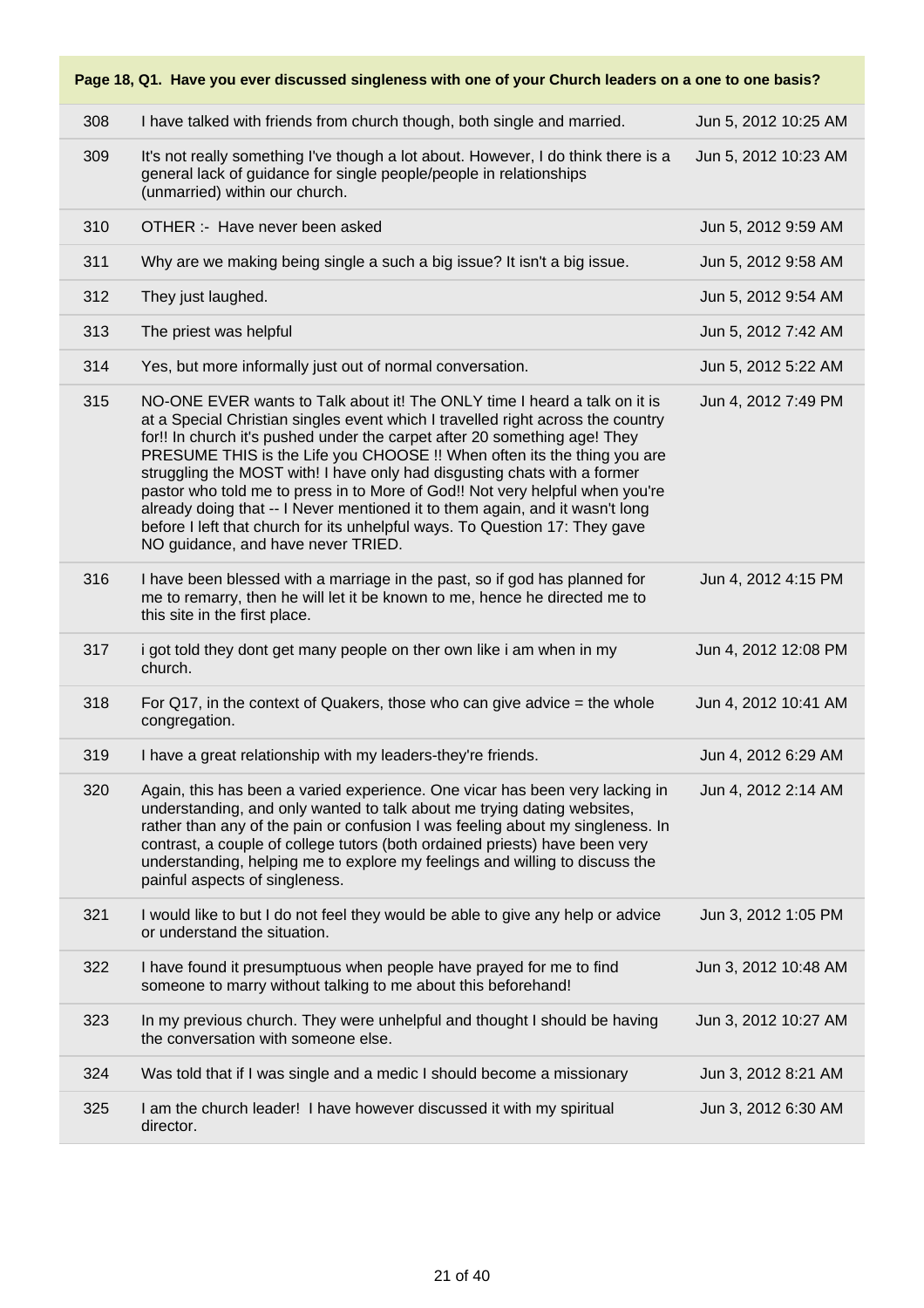| Page 18, Q1. Have you ever discussed singleness with one of your Church leaders on a one to one basis? | | |
|---|---|---|
| 308 | I have talked with friends from church though, both single and married. | Jun 5, 2012 10:25 AM |
| 309 | It's not really something I've though a lot about. However, I do think there is a general lack of guidance for single people/people in relationships (unmarried) within our church. | Jun 5, 2012 10:23 AM |
| 310 | OTHER :- Have never been asked | Jun 5, 2012 9:59 AM |
| 311 | Why are we making being single a such a big issue? It isn't a big issue. | Jun 5, 2012 9:58 AM |
| 312 | They just laughed. | Jun 5, 2012 9:54 AM |
| 313 | The priest was helpful | Jun 5, 2012 7:42 AM |
| 314 | Yes, but more informally just out of normal conversation. | Jun 5, 2012 5:22 AM |
| 315 | NO-ONE EVER wants to Talk about it! The ONLY time I heard a talk on it is at a Special Christian singles event which I travelled right across the country for!! In church it's pushed under the carpet after 20 something age! They PRESUME THIS is the Life you CHOOSE !! When often its the thing you are struggling the MOST with! I have only had disgusting chats with a former pastor who told me to press in to More of God!! Not very helpful when you're already doing that -- I Never mentioned it to them again, and it wasn't long before I left that church for its unhelpful ways. To Question 17: They gave NO guidance, and have never TRIED. | Jun 4, 2012 7:49 PM |
| 316 | I have been blessed with a marriage in the past, so if god has planned for me to remarry, then he will let it be known to me, hence he directed me to this site in the first place. | Jun 4, 2012 4:15 PM |
| 317 | i got told they dont get many people on ther own like i am when in my church. | Jun 4, 2012 12:08 PM |
| 318 | For Q17, in the context of Quakers, those who can give advice = the whole congregation. | Jun 4, 2012 10:41 AM |
| 319 | I have a great relationship with my leaders-they're friends. | Jun 4, 2012 6:29 AM |
| 320 | Again, this has been a varied experience. One vicar has been very lacking in understanding, and only wanted to talk about me trying dating websites, rather than any of the pain or confusion I was feeling about my singleness. In contrast, a couple of college tutors (both ordained priests) have been very understanding, helping me to explore my feelings and willing to discuss the painful aspects of singleness. | Jun 4, 2012 2:14 AM |
| 321 | I would like to but I do not feel they would be able to give any help or advice or understand the situation. | Jun 3, 2012 1:05 PM |
| 322 | I have found it presumptuous when people have prayed for me to find someone to marry without talking to me about this beforehand! | Jun 3, 2012 10:48 AM |
| 323 | In my previous church. They were unhelpful and thought I should be having the conversation with someone else. | Jun 3, 2012 10:27 AM |
| 324 | Was told that if I was single and a medic I should become a missionary | Jun 3, 2012 8:21 AM |
| 325 | I am the church leader! I have however discussed it with my spiritual director. | Jun 3, 2012 6:30 AM |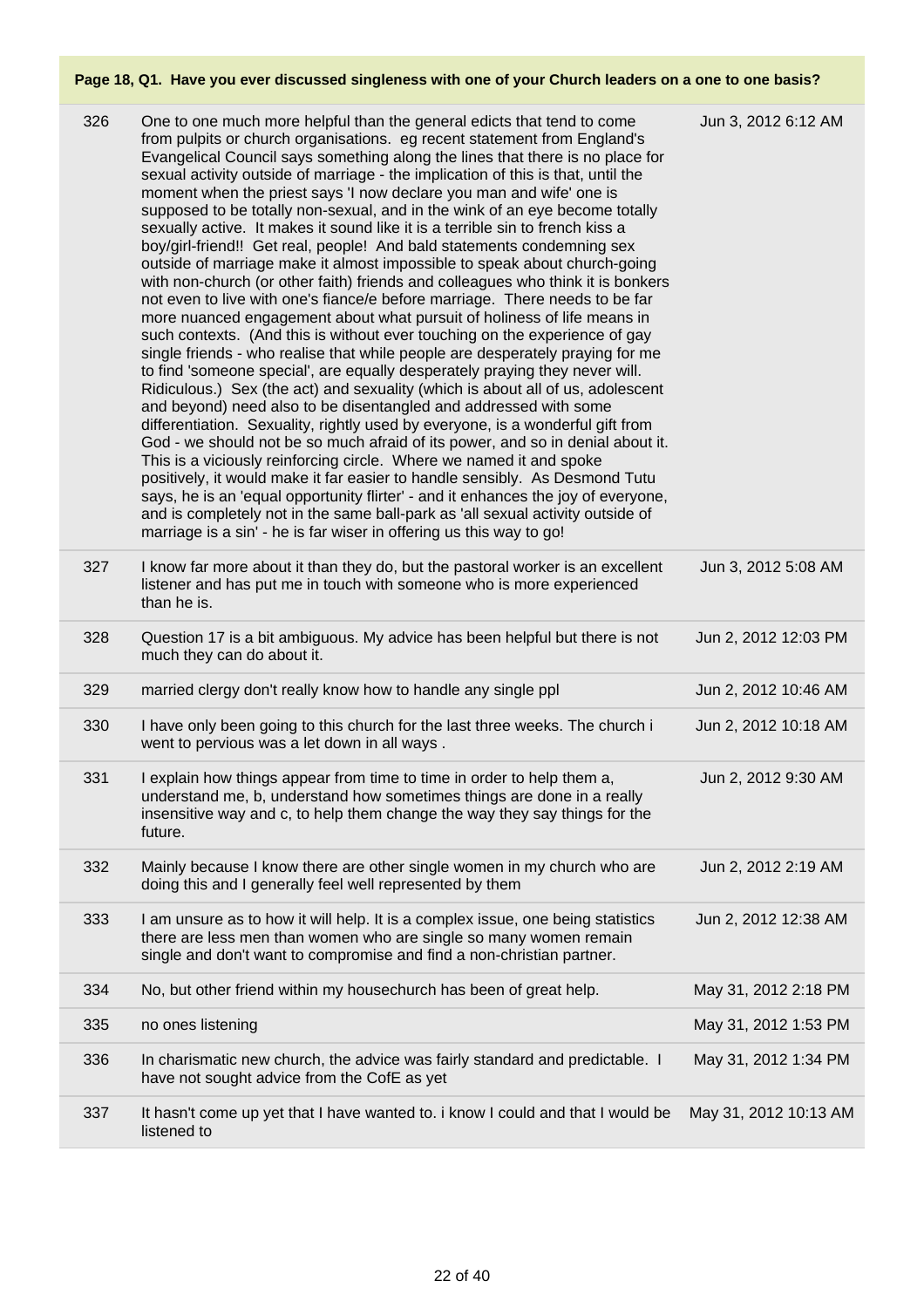**Page 18, Q1. Have you ever discussed singleness with one of your Church leaders on a one to one basis?**

| | | |
|---|---|---|
| 326 | One to one much more helpful than the general edicts that tend to come from pulpits or church organisations. eg recent statement from England's Evangelical Council says something along the lines that there is no place for sexual activity outside of marriage - the implication of this is that, until the moment when the priest says 'I now declare you man and wife' one is supposed to be totally non-sexual, and in the wink of an eye become totally sexually active. It makes it sound like it is a terrible sin to french kiss a boy/girl-friend!! Get real, people! And bald statements condemning sex outside of marriage make it almost impossible to speak about church-going with non-church (or other faith) friends and colleagues who think it is bonkers not even to live with one's fiance/e before marriage. There needs to be far more nuanced engagement about what pursuit of holiness of life means in such contexts. (And this is without ever touching on the experience of gay single friends - who realise that while people are desperately praying for me to find 'someone special', are equally desperately praying they never will. Ridiculous.) Sex (the act) and sexuality (which is about all of us, adolescent and beyond) need also to be disentangled and addressed with some differentiation. Sexuality, rightly used by everyone, is a wonderful gift from God - we should not be so much afraid of its power, and so in denial about it. This is a viciously reinforcing circle. Where we named it and spoke positively, it would make it far easier to handle sensibly. As Desmond Tutu says, he is an 'equal opportunity flirter' - and it enhances the joy of everyone, and is completely not in the same ball-park as 'all sexual activity outside of marriage is a sin' - he is far wiser in offering us this way to go! | Jun 3, 2012 6:12 AM |
| 327 | I know far more about it than they do, but the pastoral worker is an excellent listener and has put me in touch with someone who is more experienced than he is. | Jun 3, 2012 5:08 AM |
| 328 | Question 17 is a bit ambiguous. My advice has been helpful but there is not much they can do about it. | Jun 2, 2012 12:03 PM |
| 329 | married clergy don't really know how to handle any single ppl | Jun 2, 2012 10:46 AM |
| 330 | I have only been going to this church for the last three weeks. The church i went to pervious was a let down in all ways . | Jun 2, 2012 10:18 AM |
| 331 | I explain how things appear from time to time in order to help them a, understand me, b, understand how sometimes things are done in a really insensitive way and c, to help them change the way they say things for the future. | Jun 2, 2012 9:30 AM |
| 332 | Mainly because I know there are other single women in my church who are doing this and I generally feel well represented by them | Jun 2, 2012 2:19 AM |
| 333 | I am unsure as to how it will help. It is a complex issue, one being statistics there are less men than women who are single so many women remain single and don't want to compromise and find a non-christian partner. | Jun 2, 2012 12:38 AM |
| 334 | No, but other friend within my housechurch has been of great help. | May 31, 2012 2:18 PM |
| 335 | no ones listening | May 31, 2012 1:53 PM |
| 336 | In charismatic new church, the advice was fairly standard and predictable. I have not sought advice from the CofE as yet | May 31, 2012 1:34 PM |
| 337 | It hasn't come up yet that I have wanted to. i know I could and that I would be listened to | May 31, 2012 10:13 AM |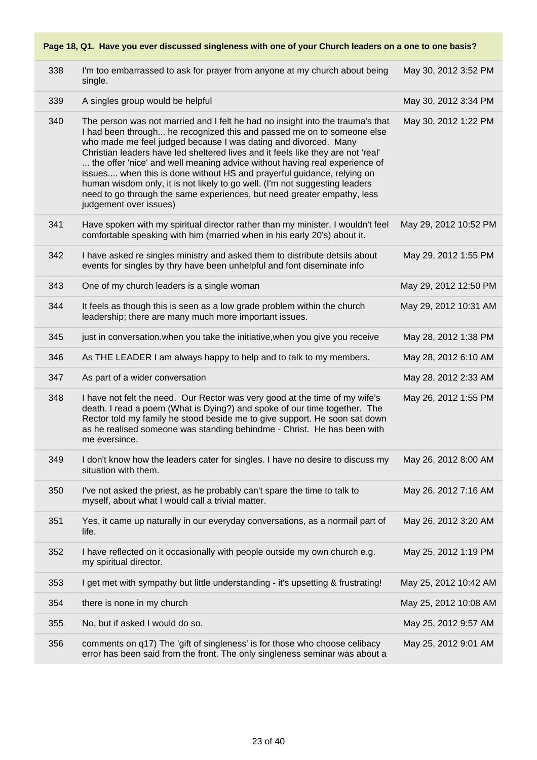**Page 18, Q1. Have you ever discussed singleness with one of your Church leaders on a one to one basis?**

| | | |
|---|---|---|
| 338 | I'm too embarrassed to ask for prayer from anyone at my church about being single. | May 30, 2012 3:52 PM |
| 339 | A singles group would be helpful | May 30, 2012 3:34 PM |
| 340 | The person was not married and I felt he had no insight into the trauma's that I had been through... he recognized this and passed me on to someone else who made me feel judged because I was dating and divorced. Many Christian leaders have led sheltered lives and it feels like they are not 'real' ... the offer 'nice' and well meaning advice without having real experience of issues.... when this is done without HS and prayerful guidance, relying on human wisdom only, it is not likely to go well. (I'm not suggesting leaders need to go through the same experiences, but need greater empathy, less judgement over issues) | May 30, 2012 1:22 PM |
| 341 | Have spoken with my spiritual director rather than my minister. I wouldn't feel comfortable speaking with him (married when in his early 20's) about it. | May 29, 2012 10:52 PM |
| 342 | I have asked re singles ministry and asked them to distribute detsils about events for singles by thry have been unhelpful and font diseminate info | May 29, 2012 1:55 PM |
| 343 | One of my church leaders is a single woman | May 29, 2012 12:50 PM |
| 344 | It feels as though this is seen as a low grade problem within the church leadership; there are many much more important issues. | May 29, 2012 10:31 AM |
| 345 | just in conversation.when you take the initiative,when you give you receive | May 28, 2012 1:38 PM |
| 346 | As THE LEADER I am always happy to help and to talk to my members. | May 28, 2012 6:10 AM |
| 347 | As part of a wider conversation | May 28, 2012 2:33 AM |
| 348 | I have not felt the need. Our Rector was very good at the time of my wife's death. I read a poem (What is Dying?) and spoke of our time together. The Rector told my family he stood beside me to give support. He soon sat down as he realised someone was standing behindme - Christ. He has been with me eversince. | May 26, 2012 1:55 PM |
| 349 | I don't know how the leaders cater for singles. I have no desire to discuss my situation with them. | May 26, 2012 8:00 AM |
| 350 | I've not asked the priest, as he probably can't spare the time to talk to myself, about what I would call a trivial matter. | May 26, 2012 7:16 AM |
| 351 | Yes, it came up naturally in our everyday conversations, as a normail part of life. | May 26, 2012 3:20 AM |
| 352 | I have reflected on it occasionally with people outside my own church e.g. my spiritual director. | May 25, 2012 1:19 PM |
| 353 | I get met with sympathy but little understanding - it's upsetting & frustrating! | May 25, 2012 10:42 AM |
| 354 | there is none in my church | May 25, 2012 10:08 AM |
| 355 | No, but if asked I would do so. | May 25, 2012 9:57 AM |
| 356 | comments on q17) The 'gift of singleness' is for those who choose celibacy error has been said from the front. The only singleness seminar was about a | May 25, 2012 9:01 AM |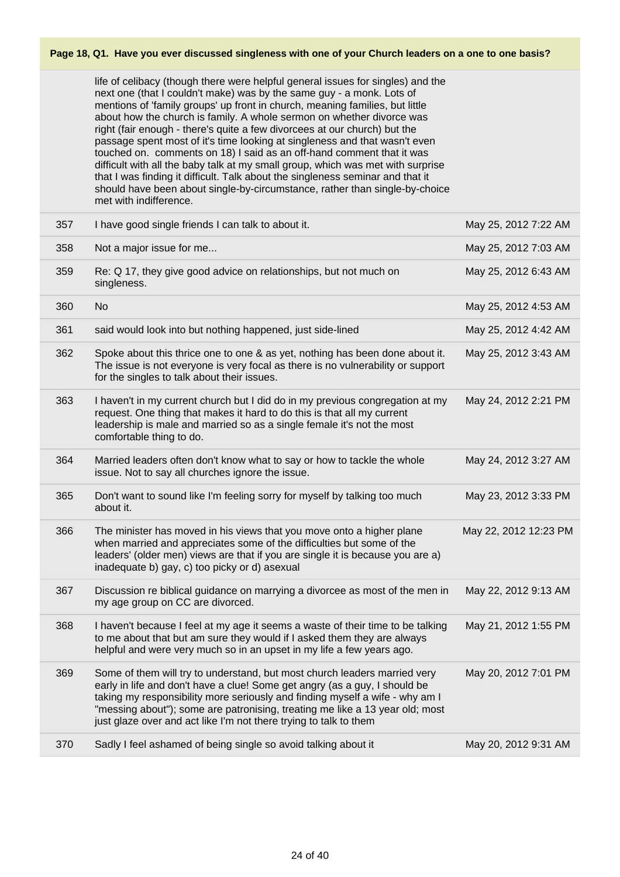**Page 18, Q1. Have you ever discussed singleness with one of your Church leaders on a one to one basis?**

| | | |
|---|---|---|
| | life of celibacy (though there were helpful general issues for singles) and the next one (that I couldn't make) was by the same guy - a monk. Lots of mentions of 'family groups' up front in church, meaning families, but little about how the church is family. A whole sermon on whether divorce was right (fair enough - there's quite a few divorcees at our church) but the passage spent most of it's time looking at singleness and that wasn't even touched on. comments on 18) I said as an off-hand comment that it was difficult with all the baby talk at my small group, which was met with surprise that I was finding it difficult. Talk about the singleness seminar and that it should have been about single-by-circumstance, rather than single-by-choice met with indifference. | |
| 357 | I have good single friends I can talk to about it. | May 25, 2012 7:22 AM |
| 358 | Not a major issue for me... | May 25, 2012 7:03 AM |
| 359 | Re: Q 17, they give good advice on relationships, but not much on singleness. | May 25, 2012 6:43 AM |
| 360 | No | May 25, 2012 4:53 AM |
| 361 | said would look into but nothing happened, just side-lined | May 25, 2012 4:42 AM |
| 362 | Spoke about this thrice one to one & as yet, nothing has been done about it. The issue is not everyone is very focal as there is no vulnerability or support for the singles to talk about their issues. | May 25, 2012 3:43 AM |
| 363 | I haven't in my current church but I did do in my previous congregation at my request. One thing that makes it hard to do this is that all my current leadership is male and married so as a single female it's not the most comfortable thing to do. | May 24, 2012 2:21 PM |
| 364 | Married leaders often don't know what to say or how to tackle the whole issue. Not to say all churches ignore the issue. | May 24, 2012 3:27 AM |
| 365 | Don't want to sound like I'm feeling sorry for myself by talking too much about it. | May 23, 2012 3:33 PM |
| 366 | The minister has moved in his views that you move onto a higher plane when married and appreciates some of the difficulties but some of the leaders' (older men) views are that if you are single it is because you are a) inadequate b) gay, c) too picky or d) asexual | May 22, 2012 12:23 PM |
| 367 | Discussion re biblical guidance on marrying a divorcee as most of the men in my age group on CC are divorced. | May 22, 2012 9:13 AM |
| 368 | I haven't because I feel at my age it seems a waste of their time to be talking to me about that but am sure they would if I asked them they are always helpful and were very much so in an upset in my life a few years ago. | May 21, 2012 1:55 PM |
| 369 | Some of them will try to understand, but most church leaders married very early in life and don't have a clue! Some get angry (as a guy, I should be taking my responsibility more seriously and finding myself a wife - why am I "messing about"); some are patronising, treating me like a 13 year old; most just glaze over and act like I'm not there trying to talk to them | May 20, 2012 7:01 PM |
| 370 | Sadly I feel ashamed of being single so avoid talking about it | May 20, 2012 9:31 AM |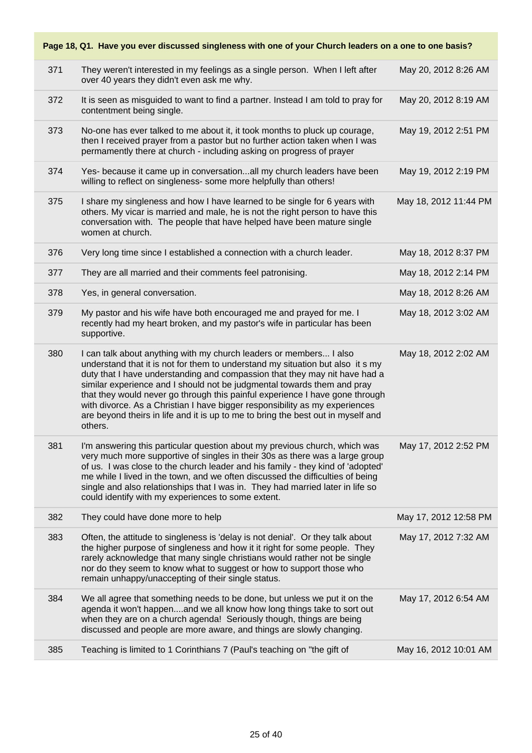**Page 18, Q1. Have you ever discussed singleness with one of your Church leaders on a one to one basis?**

| | | |
|---|---|---|
| 371 | They weren't interested in my feelings as a single person. When I left after over 40 years they didn't even ask me why. | May 20, 2012 8:26 AM |
| 372 | It is seen as misguided to want to find a partner. Instead I am told to pray for contentment being single. | May 20, 2012 8:19 AM |
| 373 | No-one has ever talked to me about it, it took months to pluck up courage, then I received prayer from a pastor but no further action taken when I was permamently there at church - including asking on progress of prayer | May 19, 2012 2:51 PM |
| 374 | Yes- because it came up in conversation...all my church leaders have been willing to reflect on singleness- some more helpfully than others! | May 19, 2012 2:19 PM |
| 375 | I share my singleness and how I have learned to be single for 6 years with others. My vicar is married and male, he is not the right person to have this conversation with. The people that have helped have been mature single women at church. | May 18, 2012 11:44 PM |
| 376 | Very long time since I established a connection with a church leader. | May 18, 2012 8:37 PM |
| 377 | They are all married and their comments feel patronising. | May 18, 2012 2:14 PM |
| 378 | Yes, in general conversation. | May 18, 2012 8:26 AM |
| 379 | My pastor and his wife have both encouraged me and prayed for me. I recently had my heart broken, and my pastor's wife in particular has been supportive. | May 18, 2012 3:02 AM |
| 380 | I can talk about anything with my church leaders or members... I also understand that it is not for them to understand my situation but also it s my duty that I have understanding and compassion that they may nit have had a similar experience and I should not be judgmental towards them and pray that they would never go through this painful experience I have gone through with divorce. As a Christian I have bigger responsibility as my experiences are beyond theirs in life and it is up to me to bring the best out in myself and others. | May 18, 2012 2:02 AM |
| 381 | I'm answering this particular question about my previous church, which was very much more supportive of singles in their 30s as there was a large group of us. I was close to the church leader and his family - they kind of 'adopted' me while I lived in the town, and we often discussed the difficulties of being single and also relationships that I was in. They had married later in life so could identify with my experiences to some extent. | May 17, 2012 2:52 PM |
| 382 | They could have done more to help | May 17, 2012 12:58 PM |
| 383 | Often, the attitude to singleness is 'delay is not denial'. Or they talk about the higher purpose of singleness and how it it right for some people. They rarely acknowledge that many single christians would rather not be single nor do they seem to know what to suggest or how to support those who remain unhappy/unaccepting of their single status. | May 17, 2012 7:32 AM |
| 384 | We all agree that something needs to be done, but unless we put it on the agenda it won't happen....and we all know how long things take to sort out when they are on a church agenda! Seriously though, things are being discussed and people are more aware, and things are slowly changing. | May 17, 2012 6:54 AM |
| 385 | Teaching is limited to 1 Corinthians 7 (Paul's teaching on "the gift of | May 16, 2012 10:01 AM |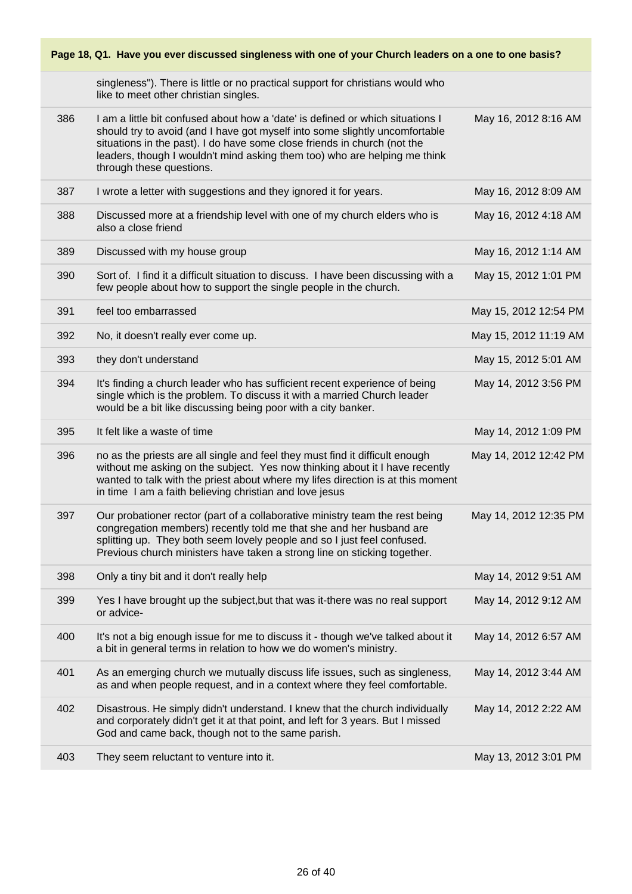**Page 18, Q1. Have you ever discussed singleness with one of your Church leaders on a one to one basis?**

| | | |
|---|---|---|
| | singleness"). There is little or no practical support for christians would who like to meet other christian singles. | |
| 386 | I am a little bit confused about how a 'date' is defined or which situations I should try to avoid (and I have got myself into some slightly uncomfortable situations in the past). I do have some close friends in church (not the leaders, though I wouldn't mind asking them too) who are helping me think through these questions. | May 16, 2012 8:16 AM |
| 387 | I wrote a letter with suggestions and they ignored it for years. | May 16, 2012 8:09 AM |
| 388 | Discussed more at a friendship level with one of my church elders who is also a close friend | May 16, 2012 4:18 AM |
| 389 | Discussed with my house group | May 16, 2012 1:14 AM |
| 390 | Sort of. I find it a difficult situation to discuss. I have been discussing with a few people about how to support the single people in the church. | May 15, 2012 1:01 PM |
| 391 | feel too embarrassed | May 15, 2012 12:54 PM |
| 392 | No, it doesn't really ever come up. | May 15, 2012 11:19 AM |
| 393 | they don't understand | May 15, 2012 5:01 AM |
| 394 | It's finding a church leader who has sufficient recent experience of being single which is the problem. To discuss it with a married Church leader would be a bit like discussing being poor with a city banker. | May 14, 2012 3:56 PM |
| 395 | It felt like a waste of time | May 14, 2012 1:09 PM |
| 396 | no as the priests are all single and feel they must find it difficult enough without me asking on the subject. Yes now thinking about it I have recently wanted to talk with the priest about where my lifes direction is at this moment in time I am a faith believing christian and love jesus | May 14, 2012 12:42 PM |
| 397 | Our probationer rector (part of a collaborative ministry team the rest being congregation members) recently told me that she and her husband are splitting up. They both seem lovely people and so I just feel confused. Previous church ministers have taken a strong line on sticking together. | May 14, 2012 12:35 PM |
| 398 | Only a tiny bit and it don't really help | May 14, 2012 9:51 AM |
| 399 | Yes I have brought up the subject,but that was it-there was no real support or advice- | May 14, 2012 9:12 AM |
| 400 | It's not a big enough issue for me to discuss it - though we've talked about it a bit in general terms in relation to how we do women's ministry. | May 14, 2012 6:57 AM |
| 401 | As an emerging church we mutually discuss life issues, such as singleness, as and when people request, and in a context where they feel comfortable. | May 14, 2012 3:44 AM |
| 402 | Disastrous. He simply didn't understand. I knew that the church individually and corporately didn't get it at that point, and left for 3 years. But I missed God and came back, though not to the same parish. | May 14, 2012 2:22 AM |
| 403 | They seem reluctant to venture into it. | May 13, 2012 3:01 PM |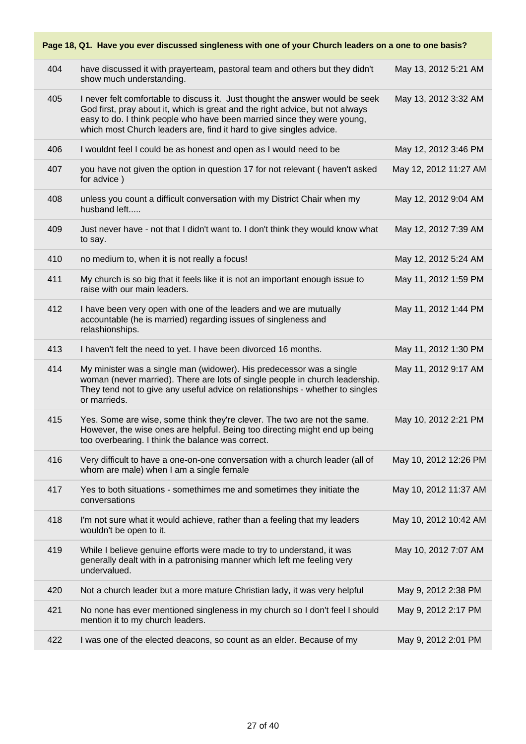**Page 18, Q1. Have you ever discussed singleness with one of your Church leaders on a one to one basis?**

| | | |
|---|---|---|
| 404 | have discussed it with prayerteam, pastoral team and others but they didn't show much understanding. | May 13, 2012 5:21 AM |
| 405 | I never felt comfortable to discuss it. Just thought the answer would be seek God first, pray about it, which is great and the right advice, but not always easy to do. I think people who have been married since they were young, which most Church leaders are, find it hard to give singles advice. | May 13, 2012 3:32 AM |
| 406 | I wouldnt feel I could be as honest and open as I would need to be | May 12, 2012 3:46 PM |
| 407 | you have not given the option in question 17 for not relevant ( haven't asked for advice ) | May 12, 2012 11:27 AM |
| 408 | unless you count a difficult conversation with my District Chair when my husband left..... | May 12, 2012 9:04 AM |
| 409 | Just never have - not that I didn't want to. I don't think they would know what to say. | May 12, 2012 7:39 AM |
| 410 | no medium to, when it is not really a focus! | May 12, 2012 5:24 AM |
| 411 | My church is so big that it feels like it is not an important enough issue to raise with our main leaders. | May 11, 2012 1:59 PM |
| 412 | I have been very open with one of the leaders and we are mutually accountable (he is married) regarding issues of singleness and relashionships. | May 11, 2012 1:44 PM |
| 413 | I haven't felt the need to yet. I have been divorced 16 months. | May 11, 2012 1:30 PM |
| 414 | My minister was a single man (widower). His predecessor was a single woman (never married). There are lots of single people in church leadership. They tend not to give any useful advice on relationships - whether to singles or marrieds. | May 11, 2012 9:17 AM |
| 415 | Yes. Some are wise, some think they're clever. The two are not the same. However, the wise ones are helpful. Being too directing might end up being too overbearing. I think the balance was correct. | May 10, 2012 2:21 PM |
| 416 | Very difficult to have a one-on-one conversation with a church leader (all of whom are male) when I am a single female | May 10, 2012 12:26 PM |
| 417 | Yes to both situations - somethimes me and sometimes they initiate the conversations | May 10, 2012 11:37 AM |
| 418 | I'm not sure what it would achieve, rather than a feeling that my leaders wouldn't be open to it. | May 10, 2012 10:42 AM |
| 419 | While I believe genuine efforts were made to try to understand, it was generally dealt with in a patronising manner which left me feeling very undervalued. | May 10, 2012 7:07 AM |
| 420 | Not a church leader but a more mature Christian lady, it was very helpful | May 9, 2012 2:38 PM |
| 421 | No none has ever mentioned singleness in my church so I don't feel I should mention it to my church leaders. | May 9, 2012 2:17 PM |
| 422 | I was one of the elected deacons, so count as an elder. Because of my | May 9, 2012 2:01 PM |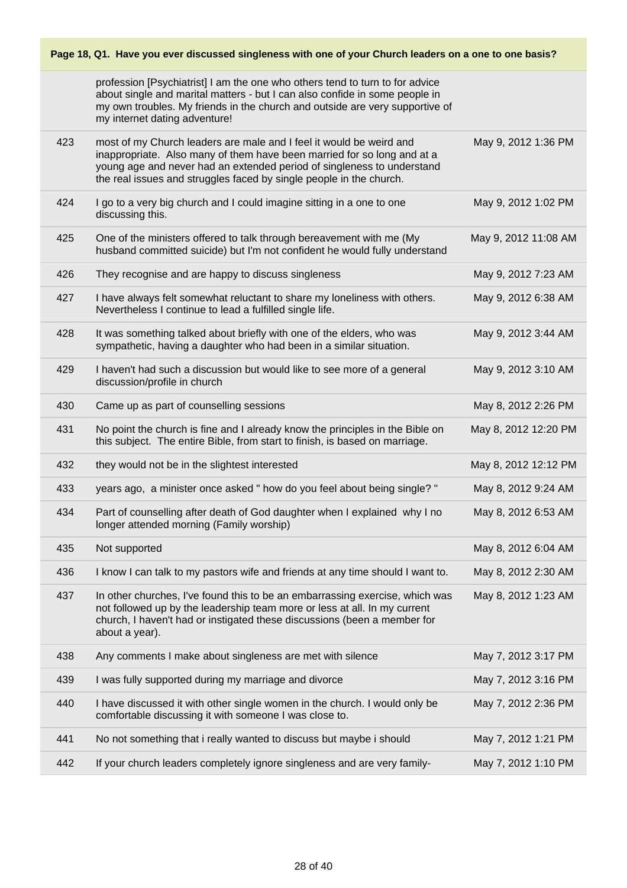**Page 18, Q1. Have you ever discussed singleness with one of your Church leaders on a one to one basis?**

| | | |
|---|---|---|
| | profession [Psychiatrist] I am the one who others tend to turn to for advice about single and marital matters - but I can also confide in some people in my own troubles. My friends in the church and outside are very supportive of my internet dating adventure! | |
| 423 | most of my Church leaders are male and I feel it would be weird and inappropriate. Also many of them have been married for so long and at a young age and never had an extended period of singleness to understand the real issues and struggles faced by single people in the church. | May 9, 2012 1:36 PM |
| 424 | I go to a very big church and I could imagine sitting in a one to one discussing this. | May 9, 2012 1:02 PM |
| 425 | One of the ministers offered to talk through bereavement with me (My husband committed suicide) but I'm not confident he would fully understand | May 9, 2012 11:08 AM |
| 426 | They recognise and are happy to discuss singleness | May 9, 2012 7:23 AM |
| 427 | I have always felt somewhat reluctant to share my loneliness with others. Nevertheless I continue to lead a fulfilled single life. | May 9, 2012 6:38 AM |
| 428 | It was something talked about briefly with one of the elders, who was sympathetic, having a daughter who had been in a similar situation. | May 9, 2012 3:44 AM |
| 429 | I haven't had such a discussion but would like to see more of a general discussion/profile in church | May 9, 2012 3:10 AM |
| 430 | Came up as part of counselling sessions | May 8, 2012 2:26 PM |
| 431 | No point the church is fine and I already know the principles in the Bible on this subject. The entire Bible, from start to finish, is based on marriage. | May 8, 2012 12:20 PM |
| 432 | they would not be in the slightest interested | May 8, 2012 12:12 PM |
| 433 | years ago, a minister once asked " how do you feel about being single? " | May 8, 2012 9:24 AM |
| 434 | Part of counselling after death of God daughter when I explained why I no longer attended morning (Family worship) | May 8, 2012 6:53 AM |
| 435 | Not supported | May 8, 2012 6:04 AM |
| 436 | I know I can talk to my pastors wife and friends at any time should I want to. | May 8, 2012 2:30 AM |
| 437 | In other churches, I've found this to be an embarrassing exercise, which was not followed up by the leadership team more or less at all. In my current church, I haven't had or instigated these discussions (been a member for about a year). | May 8, 2012 1:23 AM |
| 438 | Any comments I make about singleness are met with silence | May 7, 2012 3:17 PM |
| 439 | I was fully supported during my marriage and divorce | May 7, 2012 3:16 PM |
| 440 | I have discussed it with other single women in the church. I would only be comfortable discussing it with someone I was close to. | May 7, 2012 2:36 PM |
| 441 | No not something that i really wanted to discuss but maybe i should | May 7, 2012 1:21 PM |
| 442 | If your church leaders completely ignore singleness and are very family- | May 7, 2012 1:10 PM |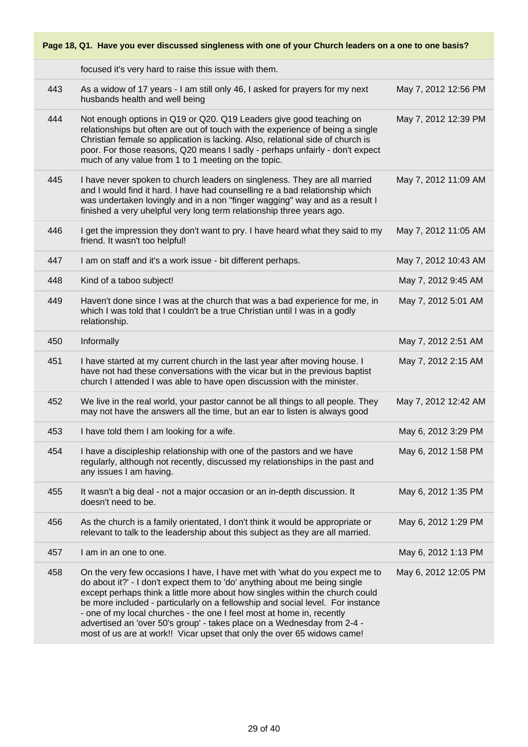**Page 18, Q1. Have you ever discussed singleness with one of your Church leaders on a one to one basis?**

| | | |
|---|---|---|
| | focused it's very hard to raise this issue with them. | |
| 443 | As a widow of 17 years - I am still only 46, I asked for prayers for my next husbands health and well being | May 7, 2012 12:56 PM |
| 444 | Not enough options in Q19 or Q20. Q19 Leaders give good teaching on relationships but often are out of touch with the experience of being a single Christian female so application is lacking. Also, relational side of church is poor. For those reasons, Q20 means I sadly - perhaps unfairly - don't expect much of any value from 1 to 1 meeting on the topic. | May 7, 2012 12:39 PM |
| 445 | I have never spoken to church leaders on singleness. They are all married and I would find it hard. I have had counselling re a bad relationship which was undertaken lovingly and in a non "finger wagging" way and as a result I finished a very uhelpful very long term relationship three years ago. | May 7, 2012 11:09 AM |
| 446 | I get the impression they don't want to pry. I have heard what they said to my friend. It wasn't too helpful! | May 7, 2012 11:05 AM |
| 447 | I am on staff and it's a work issue - bit different perhaps. | May 7, 2012 10:43 AM |
| 448 | Kind of a taboo subject! | May 7, 2012 9:45 AM |
| 449 | Haven't done since I was at the church that was a bad experience for me, in which I was told that I couldn't be a true Christian until I was in a godly relationship. | May 7, 2012 5:01 AM |
| 450 | Informally | May 7, 2012 2:51 AM |
| 451 | I have started at my current church in the last year after moving house. I have not had these conversations with the vicar but in the previous baptist church I attended I was able to have open discussion with the minister. | May 7, 2012 2:15 AM |
| 452 | We live in the real world, your pastor cannot be all things to all people. They may not have the answers all the time, but an ear to listen is always good | May 7, 2012 12:42 AM |
| 453 | I have told them I am looking for a wife. | May 6, 2012 3:29 PM |
| 454 | I have a discipleship relationship with one of the pastors and we have regularly, although not recently, discussed my relationships in the past and any issues I am having. | May 6, 2012 1:58 PM |
| 455 | It wasn't a big deal - not a major occasion or an in-depth discussion. It doesn't need to be. | May 6, 2012 1:35 PM |
| 456 | As the church is a family orientated, I don't think it would be appropriate or relevant to talk to the leadership about this subject as they are all married. | May 6, 2012 1:29 PM |
| 457 | I am in an one to one. | May 6, 2012 1:13 PM |
| 458 | On the very few occasions I have, I have met with 'what do you expect me to do about it?' - I don't expect them to 'do' anything about me being single except perhaps think a little more about how singles within the church could be more included - particularly on a fellowship and social level. For instance - one of my local churches - the one I feel most at home in, recently advertised an 'over 50's group' - takes place on a Wednesday from 2-4 - most of us are at work!! Vicar upset that only the over 65 widows came! | May 6, 2012 12:05 PM |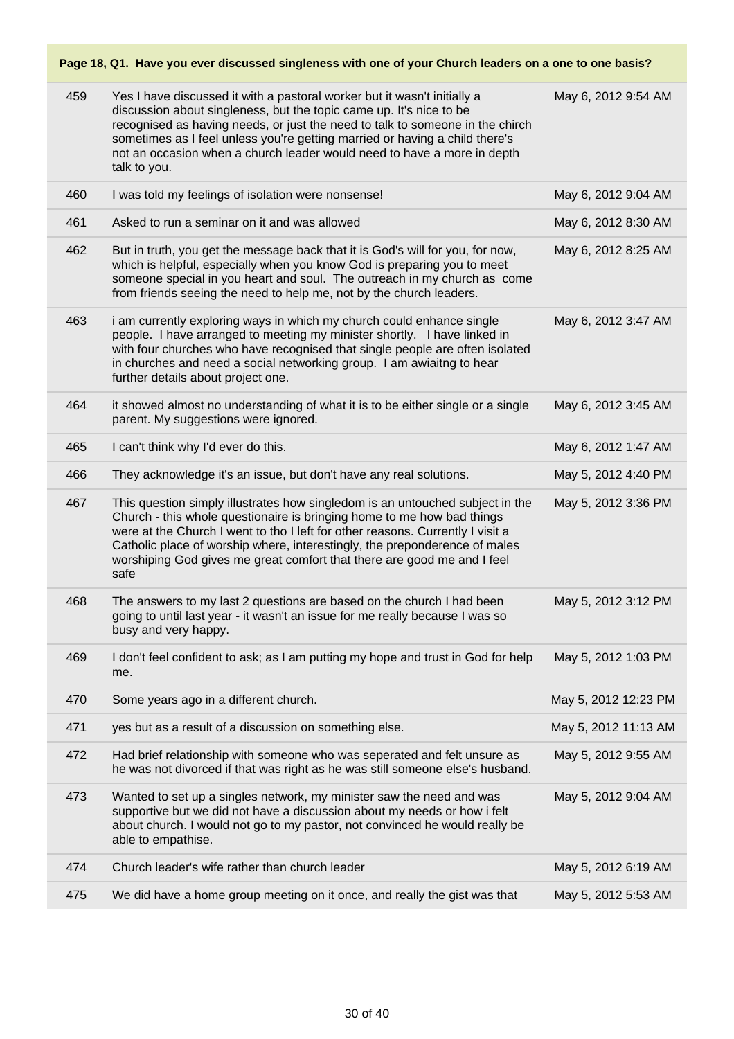**Page 18, Q1. Have you ever discussed singleness with one of your Church leaders on a one to one basis?**

| | | |
|---|---|---|
| 459 | Yes I have discussed it with a pastoral worker but it wasn't initially a discussion about singleness, but the topic came up. It's nice to be recognised as having needs, or just the need to talk to someone in the chirch sometimes as I feel unless you're getting married or having a child there's not an occasion when a church leader would need to have a more in depth talk to you. | May 6, 2012 9:54 AM |
| 460 | I was told my feelings of isolation were nonsense! | May 6, 2012 9:04 AM |
| 461 | Asked to run a seminar on it and was allowed | May 6, 2012 8:30 AM |
| 462 | But in truth, you get the message back that it is God's will for you, for now, which is helpful, especially when you know God is preparing you to meet someone special in you heart and soul. The outreach in my church as come from friends seeing the need to help me, not by the church leaders. | May 6, 2012 8:25 AM |
| 463 | i am currently exploring ways in which my church could enhance single people. I have arranged to meeting my minister shortly. I have linked in with four churches who have recognised that single people are often isolated in churches and need a social networking group. I am awiaitng to hear further details about project one. | May 6, 2012 3:47 AM |
| 464 | it showed almost no understanding of what it is to be either single or a single parent. My suggestions were ignored. | May 6, 2012 3:45 AM |
| 465 | I can't think why I'd ever do this. | May 6, 2012 1:47 AM |
| 466 | They acknowledge it's an issue, but don't have any real solutions. | May 5, 2012 4:40 PM |
| 467 | This question simply illustrates how singledom is an untouched subject in the Church - this whole questionaire is bringing home to me how bad things were at the Church I went to tho I left for other reasons. Currently I visit a Catholic place of worship where, interestingly, the preponderence of males worshiping God gives me great comfort that there are good me and I feel safe | May 5, 2012 3:36 PM |
| 468 | The answers to my last 2 questions are based on the church I had been going to until last year - it wasn't an issue for me really because I was so busy and very happy. | May 5, 2012 3:12 PM |
| 469 | I don't feel confident to ask; as I am putting my hope and trust in God for help me. | May 5, 2012 1:03 PM |
| 470 | Some years ago in a different church. | May 5, 2012 12:23 PM |
| 471 | yes but as a result of a discussion on something else. | May 5, 2012 11:13 AM |
| 472 | Had brief relationship with someone who was seperated and felt unsure as he was not divorced if that was right as he was still someone else's husband. | May 5, 2012 9:55 AM |
| 473 | Wanted to set up a singles network, my minister saw the need and was supportive but we did not have a discussion about my needs or how i felt about church. I would not go to my pastor, not convinced he would really be able to empathise. | May 5, 2012 9:04 AM |
| 474 | Church leader's wife rather than church leader | May 5, 2012 6:19 AM |
| 475 | We did have a home group meeting on it once, and really the gist was that | May 5, 2012 5:53 AM |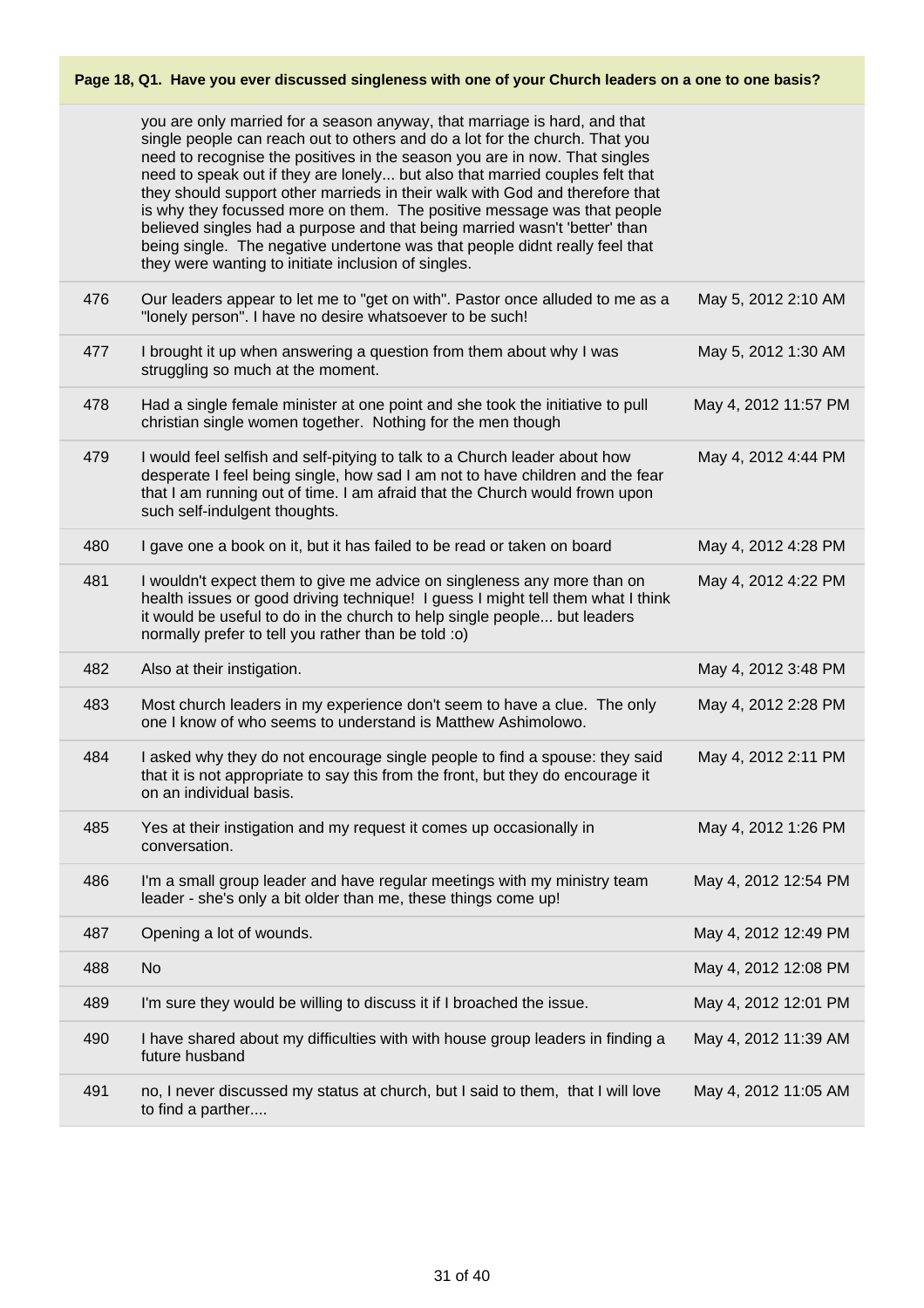**Page 18, Q1. Have you ever discussed singleness with one of your Church leaders on a one to one basis?**

| | | |
|---|---|---|
| | you are only married for a season anyway, that marriage is hard, and that single people can reach out to others and do a lot for the church. That you need to recognise the positives in the season you are in now. That singles need to speak out if they are lonely... but also that married couples felt that they should support other marrieds in their walk with God and therefore that is why they focussed more on them. The positive message was that people believed singles had a purpose and that being married wasn't 'better' than being single. The negative undertone was that people didnt really feel that they were wanting to initiate inclusion of singles. | |
| 476 | Our leaders appear to let me to "get on with". Pastor once alluded to me as a "lonely person". I have no desire whatsoever to be such! | May 5, 2012 2:10 AM |
| 477 | I brought it up when answering a question from them about why I was struggling so much at the moment. | May 5, 2012 1:30 AM |
| 478 | Had a single female minister at one point and she took the initiative to pull christian single women together. Nothing for the men though | May 4, 2012 11:57 PM |
| 479 | I would feel selfish and self-pitying to talk to a Church leader about how desperate I feel being single, how sad I am not to have children and the fear that I am running out of time. I am afraid that the Church would frown upon such self-indulgent thoughts. | May 4, 2012 4:44 PM |
| 480 | I gave one a book on it, but it has failed to be read or taken on board | May 4, 2012 4:28 PM |
| 481 | I wouldn't expect them to give me advice on singleness any more than on health issues or good driving technique! I guess I might tell them what I think it would be useful to do in the church to help single people... but leaders normally prefer to tell you rather than be told :o) | May 4, 2012 4:22 PM |
| 482 | Also at their instigation. | May 4, 2012 3:48 PM |
| 483 | Most church leaders in my experience don't seem to have a clue. The only one I know of who seems to understand is Matthew Ashimolowo. | May 4, 2012 2:28 PM |
| 484 | I asked why they do not encourage single people to find a spouse: they said that it is not appropriate to say this from the front, but they do encourage it on an individual basis. | May 4, 2012 2:11 PM |
| 485 | Yes at their instigation and my request it comes up occasionally in conversation. | May 4, 2012 1:26 PM |
| 486 | I'm a small group leader and have regular meetings with my ministry team leader - she's only a bit older than me, these things come up! | May 4, 2012 12:54 PM |
| 487 | Opening a lot of wounds. | May 4, 2012 12:49 PM |
| 488 | No | May 4, 2012 12:08 PM |
| 489 | I'm sure they would be willing to discuss it if I broached the issue. | May 4, 2012 12:01 PM |
| 490 | I have shared about my difficulties with with house group leaders in finding a future husband | May 4, 2012 11:39 AM |
| 491 | no, I never discussed my status at church, but I said to them, that I will love to find a parther.... | May 4, 2012 11:05 AM |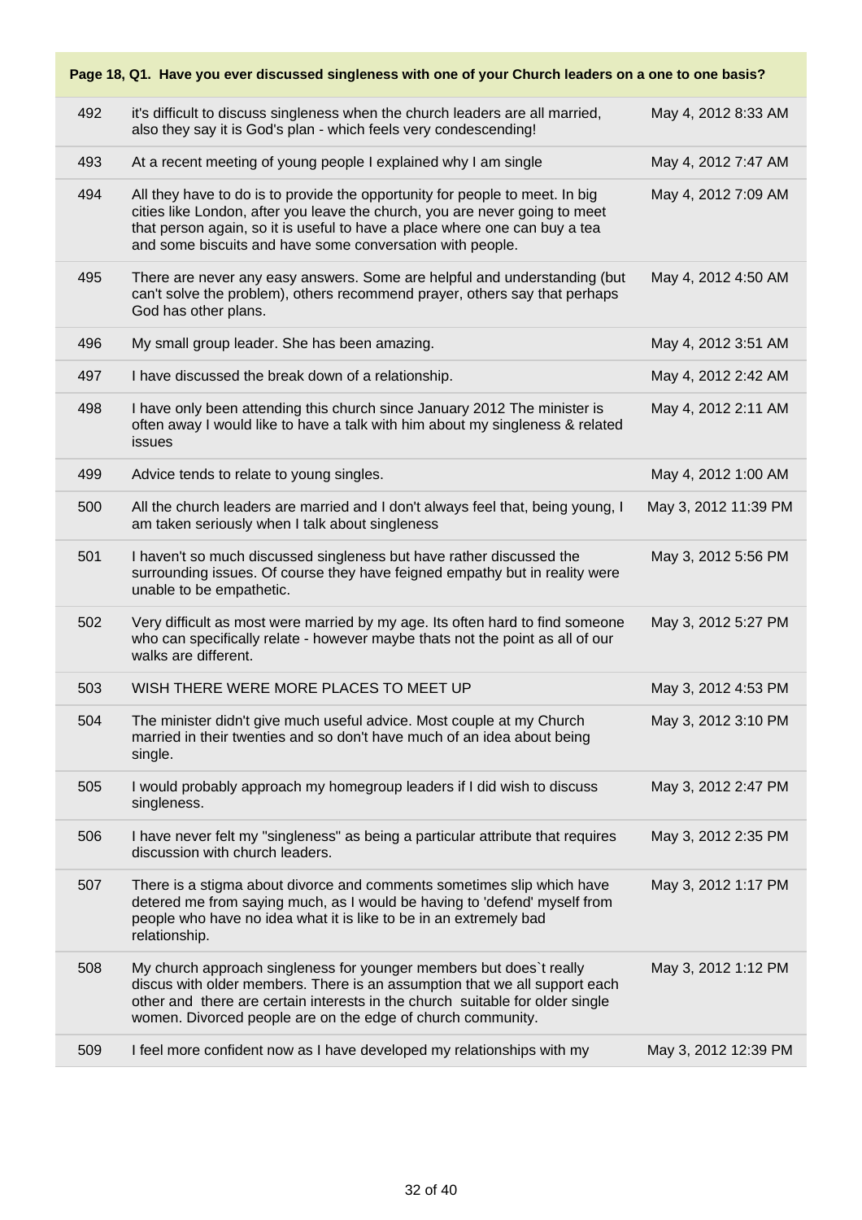**Page 18, Q1. Have you ever discussed singleness with one of your Church leaders on a one to one basis?**

| | | |
|---|---|---|
| 492 | it's difficult to discuss singleness when the church leaders are all married, also they say it is God's plan - which feels very condescending! | May 4, 2012 8:33 AM |
| 493 | At a recent meeting of young people I explained why I am single | May 4, 2012 7:47 AM |
| 494 | All they have to do is to provide the opportunity for people to meet. In big cities like London, after you leave the church, you are never going to meet that person again, so it is useful to have a place where one can buy a tea and some biscuits and have some conversation with people. | May 4, 2012 7:09 AM |
| 495 | There are never any easy answers. Some are helpful and understanding (but can't solve the problem), others recommend prayer, others say that perhaps God has other plans. | May 4, 2012 4:50 AM |
| 496 | My small group leader. She has been amazing. | May 4, 2012 3:51 AM |
| 497 | I have discussed the break down of a relationship. | May 4, 2012 2:42 AM |
| 498 | I have only been attending this church since January 2012 The minister is often away I would like to have a talk with him about my singleness & related issues | May 4, 2012 2:11 AM |
| 499 | Advice tends to relate to young singles. | May 4, 2012 1:00 AM |
| 500 | All the church leaders are married and I don't always feel that, being young, I am taken seriously when I talk about singleness | May 3, 2012 11:39 PM |
| 501 | I haven't so much discussed singleness but have rather discussed the surrounding issues. Of course they have feigned empathy but in reality were unable to be empathetic. | May 3, 2012 5:56 PM |
| 502 | Very difficult as most were married by my age. Its often hard to find someone who can specifically relate - however maybe thats not the point as all of our walks are different. | May 3, 2012 5:27 PM |
| 503 | WISH THERE WERE MORE PLACES TO MEET UP | May 3, 2012 4:53 PM |
| 504 | The minister didn't give much useful advice. Most couple at my Church married in their twenties and so don't have much of an idea about being single. | May 3, 2012 3:10 PM |
| 505 | I would probably approach my homegroup leaders if I did wish to discuss singleness. | May 3, 2012 2:47 PM |
| 506 | I have never felt my "singleness" as being a particular attribute that requires discussion with church leaders. | May 3, 2012 2:35 PM |
| 507 | There is a stigma about divorce and comments sometimes slip which have detered me from saying much, as I would be having to 'defend' myself from people who have no idea what it is like to be in an extremely bad relationship. | May 3, 2012 1:17 PM |
| 508 | My church approach singleness for younger members but does`t really discus with older members. There is an assumption that we all support each other and there are certain interests in the church suitable for older single women. Divorced people are on the edge of church community. | May 3, 2012 1:12 PM |
| 509 | I feel more confident now as I have developed my relationships with my | May 3, 2012 12:39 PM |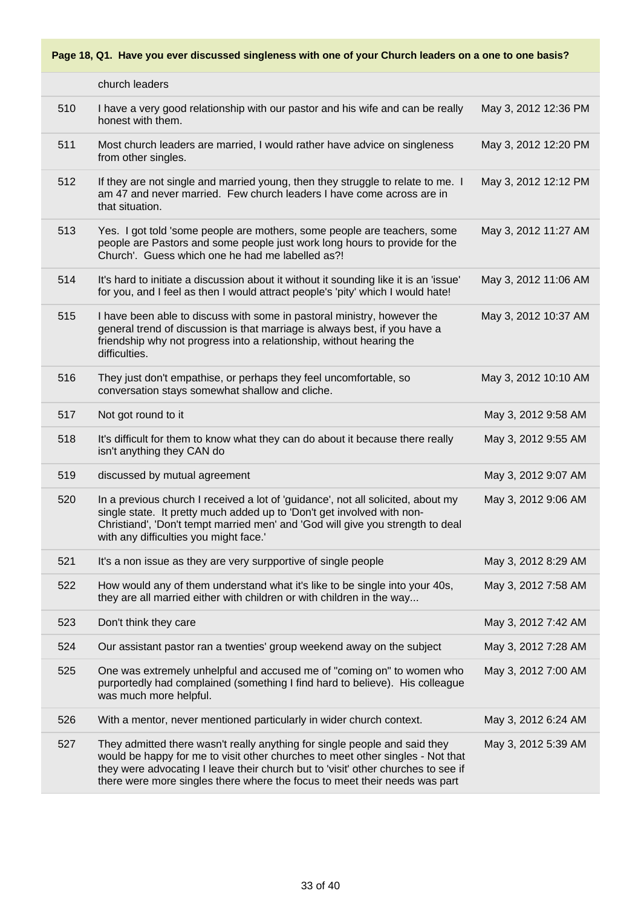**Page 18, Q1. Have you ever discussed singleness with one of your Church leaders on a one to one basis?**

| | | |
|---|---|---|
| | church leaders | |
| 510 | I have a very good relationship with our pastor and his wife and can be really honest with them. | May 3, 2012 12:36 PM |
| 511 | Most church leaders are married, I would rather have advice on singleness from other singles. | May 3, 2012 12:20 PM |
| 512 | If they are not single and married young, then they struggle to relate to me. I am 47 and never married. Few church leaders I have come across are in that situation. | May 3, 2012 12:12 PM |
| 513 | Yes. I got told 'some people are mothers, some people are teachers, some people are Pastors and some people just work long hours to provide for the Church'. Guess which one he had me labelled as?! | May 3, 2012 11:27 AM |
| 514 | It's hard to initiate a discussion about it without it sounding like it is an 'issue' for you, and I feel as then I would attract people's 'pity' which I would hate! | May 3, 2012 11:06 AM |
| 515 | I have been able to discuss with some in pastoral ministry, however the general trend of discussion is that marriage is always best, if you have a friendship why not progress into a relationship, without hearing the difficulties. | May 3, 2012 10:37 AM |
| 516 | They just don't empathise, or perhaps they feel uncomfortable, so conversation stays somewhat shallow and cliche. | May 3, 2012 10:10 AM |
| 517 | Not got round to it | May 3, 2012 9:58 AM |
| 518 | It's difficult for them to know what they can do about it because there really isn't anything they CAN do | May 3, 2012 9:55 AM |
| 519 | discussed by mutual agreement | May 3, 2012 9:07 AM |
| 520 | In a previous church I received a lot of 'guidance', not all solicited, about my single state. It pretty much added up to 'Don't get involved with non-Christiand', 'Don't tempt married men' and 'God will give you strength to deal with any difficulties you might face.' | May 3, 2012 9:06 AM |
| 521 | It's a non issue as they are very surpportive of single people | May 3, 2012 8:29 AM |
| 522 | How would any of them understand what it's like to be single into your 40s, they are all married either with children or with children in the way... | May 3, 2012 7:58 AM |
| 523 | Don't think they care | May 3, 2012 7:42 AM |
| 524 | Our assistant pastor ran a twenties' group weekend away on the subject | May 3, 2012 7:28 AM |
| 525 | One was extremely unhelpful and accused me of "coming on" to women who purportedly had complained (something I find hard to believe). His colleague was much more helpful. | May 3, 2012 7:00 AM |
| 526 | With a mentor, never mentioned particularly in wider church context. | May 3, 2012 6:24 AM |
| 527 | They admitted there wasn't really anything for single people and said they would be happy for me to visit other churches to meet other singles - Not that they were advocating I leave their church but to 'visit' other churches to see if there were more singles there where the focus to meet their needs was part | May 3, 2012 5:39 AM |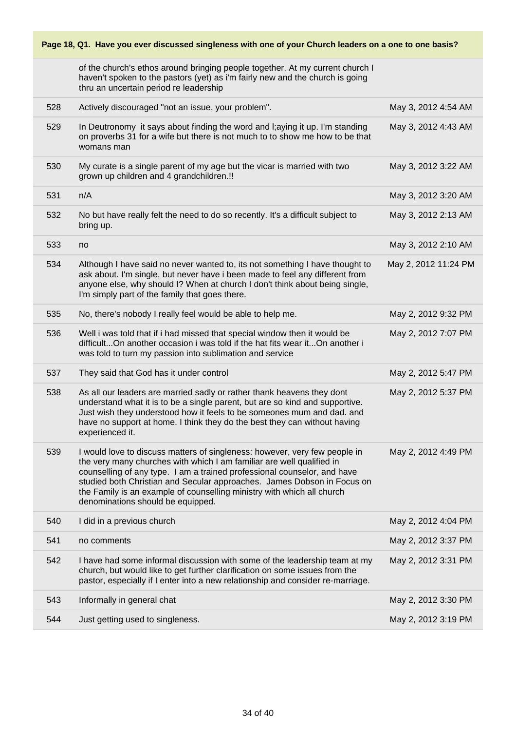**Page 18, Q1. Have you ever discussed singleness with one of your Church leaders on a one to one basis?**

| | | |
|---|---|---|
| | of the church's ethos around bringing people together. At my current church I haven't spoken to the pastors (yet) as i'm fairly new and the church is going thru an uncertain period re leadership | |
| 528 | Actively discouraged "not an issue, your problem". | May 3, 2012 4:54 AM |
| 529 | In Deutronomy it says about finding the word and l;aying it up. I'm standing on proverbs 31 for a wife but there is not much to to show me how to be that womans man | May 3, 2012 4:43 AM |
| 530 | My curate is a single parent of my age but the vicar is married with two grown up children and 4 grandchildren.!! | May 3, 2012 3:22 AM |
| 531 | n/A | May 3, 2012 3:20 AM |
| 532 | No but have really felt the need to do so recently. It's a difficult subject to bring up. | May 3, 2012 2:13 AM |
| 533 | no | May 3, 2012 2:10 AM |
| 534 | Although I have said no never wanted to, its not something I have thought to ask about. I'm single, but never have i been made to feel any different from anyone else, why should I? When at church I don't think about being single, I'm simply part of the family that goes there. | May 2, 2012 11:24 PM |
| 535 | No, there's nobody I really feel would be able to help me. | May 2, 2012 9:32 PM |
| 536 | Well i was told that if i had missed that special window then it would be difficult...On another occasion i was told if the hat fits wear it...On another i was told to turn my passion into sublimation and service | May 2, 2012 7:07 PM |
| 537 | They said that God has it under control | May 2, 2012 5:47 PM |
| 538 | As all our leaders are married sadly or rather thank heavens they dont understand what it is to be a single parent, but are so kind and supportive. Just wish they understood how it feels to be someones mum and dad. and have no support at home. I think they do the best they can without having experienced it. | May 2, 2012 5:37 PM |
| 539 | I would love to discuss matters of singleness: however, very few people in the very many churches with which I am familiar are well qualified in counselling of any type. I am a trained professional counselor, and have studied both Christian and Secular approaches. James Dobson in Focus on the Family is an example of counselling ministry with which all church denominations should be equipped. | May 2, 2012 4:49 PM |
| 540 | I did in a previous church | May 2, 2012 4:04 PM |
| 541 | no comments | May 2, 2012 3:37 PM |
| 542 | I have had some informal discussion with some of the leadership team at my church, but would like to get further clarification on some issues from the pastor, especially if I enter into a new relationship and consider re-marriage. | May 2, 2012 3:31 PM |
| 543 | Informally in general chat | May 2, 2012 3:30 PM |
| 544 | Just getting used to singleness. | May 2, 2012 3:19 PM |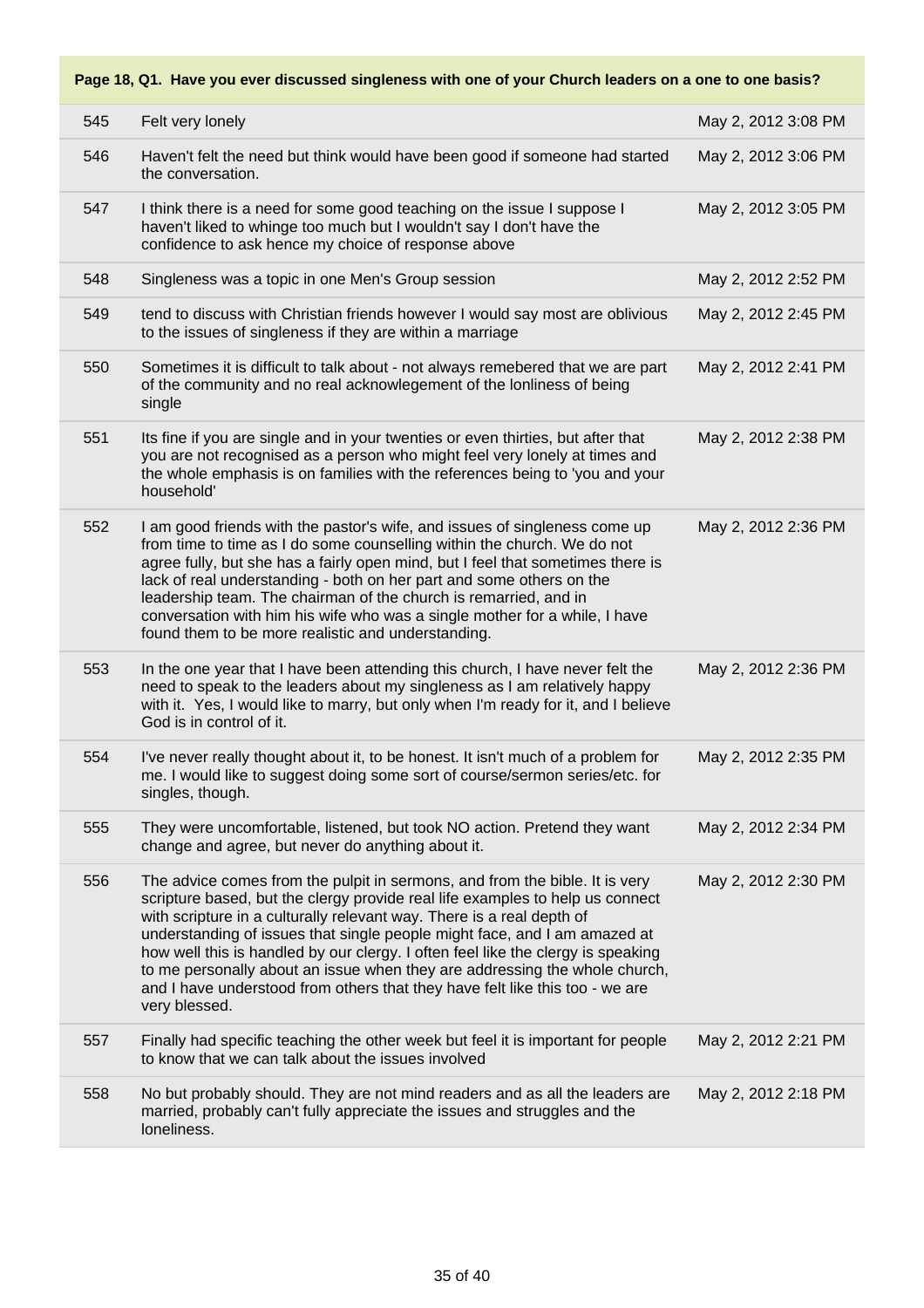**Page 18, Q1. Have you ever discussed singleness with one of your Church leaders on a one to one basis?**

| # | Response | Date |
|---|---|---|
| 545 | Felt very lonely | May 2, 2012 3:08 PM |
| 546 | Haven't felt the need but think would have been good if someone had started the conversation. | May 2, 2012 3:06 PM |
| 547 | I think there is a need for some good teaching on the issue I suppose I haven't liked to whinge too much but I wouldn't say I don't have the confidence to ask hence my choice of response above | May 2, 2012 3:05 PM |
| 548 | Singleness was a topic in one Men's Group session | May 2, 2012 2:52 PM |
| 549 | tend to discuss with Christian friends however I would say most are oblivious to the issues of singleness if they are within a marriage | May 2, 2012 2:45 PM |
| 550 | Sometimes it is difficult to talk about - not always remebered that we are part of the community and no real acknowlegement of the lonliness of being single | May 2, 2012 2:41 PM |
| 551 | Its fine if you are single and in your twenties or even thirties, but after that you are not recognised as a person who might feel very lonely at times and the whole emphasis is on families with the references being to 'you and your household' | May 2, 2012 2:38 PM |
| 552 | I am good friends with the pastor's wife, and issues of singleness come up from time to time as I do some counselling within the church. We do not agree fully, but she has a fairly open mind, but I feel that sometimes there is lack of real understanding - both on her part and some others on the leadership team. The chairman of the church is remarried, and in conversation with him his wife who was a single mother for a while, I have found them to be more realistic and understanding. | May 2, 2012 2:36 PM |
| 553 | In the one year that I have been attending this church, I have never felt the need to speak to the leaders about my singleness as I am relatively happy with it. Yes, I would like to marry, but only when I'm ready for it, and I believe God is in control of it. | May 2, 2012 2:36 PM |
| 554 | I've never really thought about it, to be honest. It isn't much of a problem for me. I would like to suggest doing some sort of course/sermon series/etc. for singles, though. | May 2, 2012 2:35 PM |
| 555 | They were uncomfortable, listened, but took NO action. Pretend they want change and agree, but never do anything about it. | May 2, 2012 2:34 PM |
| 556 | The advice comes from the pulpit in sermons, and from the bible. It is very scripture based, but the clergy provide real life examples to help us connect with scripture in a culturally relevant way. There is a real depth of understanding of issues that single people might face, and I am amazed at how well this is handled by our clergy. I often feel like the clergy is speaking to me personally about an issue when they are addressing the whole church, and I have understood from others that they have felt like this too - we are very blessed. | May 2, 2012 2:30 PM |
| 557 | Finally had specific teaching the other week but feel it is important for people to know that we can talk about the issues involved | May 2, 2012 2:21 PM |
| 558 | No but probably should. They are not mind readers and as all the leaders are married, probably can't fully appreciate the issues and struggles and the loneliness. | May 2, 2012 2:18 PM |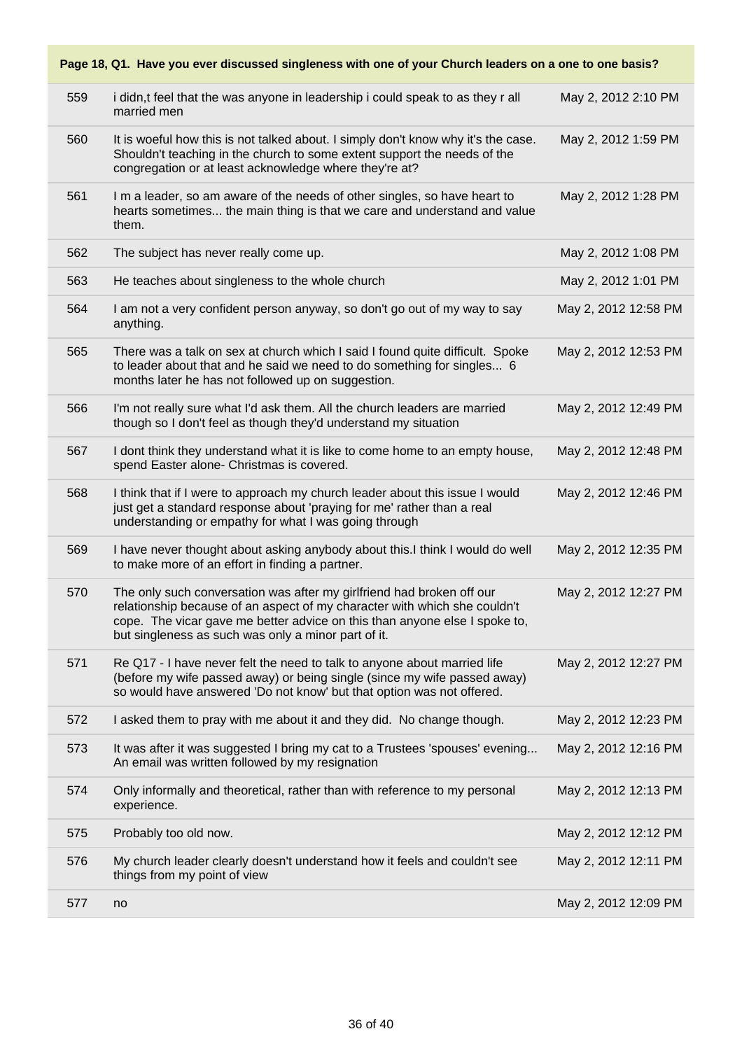**Page 18, Q1. Have you ever discussed singleness with one of your Church leaders on a one to one basis?**

| | | |
|---|---|---|
| 559 | i didn,t feel that the was anyone in leadership i could speak to as they r all married men | May 2, 2012 2:10 PM |
| 560 | It is woeful how this is not talked about. I simply don't know why it's the case. Shouldn't teaching in the church to some extent support the needs of the congregation or at least acknowledge where they're at? | May 2, 2012 1:59 PM |
| 561 | I m a leader, so am aware of the needs of other singles, so have heart to hearts sometimes... the main thing is that we care and understand and value them. | May 2, 2012 1:28 PM |
| 562 | The subject has never really come up. | May 2, 2012 1:08 PM |
| 563 | He teaches about singleness to the whole church | May 2, 2012 1:01 PM |
| 564 | I am not a very confident person anyway, so don't go out of my way to say anything. | May 2, 2012 12:58 PM |
| 565 | There was a talk on sex at church which I said I found quite difficult. Spoke to leader about that and he said we need to do something for singles... 6 months later he has not followed up on suggestion. | May 2, 2012 12:53 PM |
| 566 | I'm not really sure what I'd ask them. All the church leaders are married though so I don't feel as though they'd understand my situation | May 2, 2012 12:49 PM |
| 567 | I dont think they understand what it is like to come home to an empty house, spend Easter alone- Christmas is covered. | May 2, 2012 12:48 PM |
| 568 | I think that if I were to approach my church leader about this issue I would just get a standard response about 'praying for me' rather than a real understanding or empathy for what I was going through | May 2, 2012 12:46 PM |
| 569 | I have never thought about asking anybody about this.I think I would do well to make more of an effort in finding a partner. | May 2, 2012 12:35 PM |
| 570 | The only such conversation was after my girlfriend had broken off our relationship because of an aspect of my character with which she couldn't cope. The vicar gave me better advice on this than anyone else I spoke to, but singleness as such was only a minor part of it. | May 2, 2012 12:27 PM |
| 571 | Re Q17 - I have never felt the need to talk to anyone about married life (before my wife passed away) or being single (since my wife passed away) so would have answered 'Do not know' but that option was not offered. | May 2, 2012 12:27 PM |
| 572 | I asked them to pray with me about it and they did. No change though. | May 2, 2012 12:23 PM |
| 573 | It was after it was suggested I bring my cat to a Trustees 'spouses' evening... An email was written followed by my resignation | May 2, 2012 12:16 PM |
| 574 | Only informally and theoretical, rather than with reference to my personal experience. | May 2, 2012 12:13 PM |
| 575 | Probably too old now. | May 2, 2012 12:12 PM |
| 576 | My church leader clearly doesn't understand how it feels and couldn't see things from my point of view | May 2, 2012 12:11 PM |
| 577 | no | May 2, 2012 12:09 PM |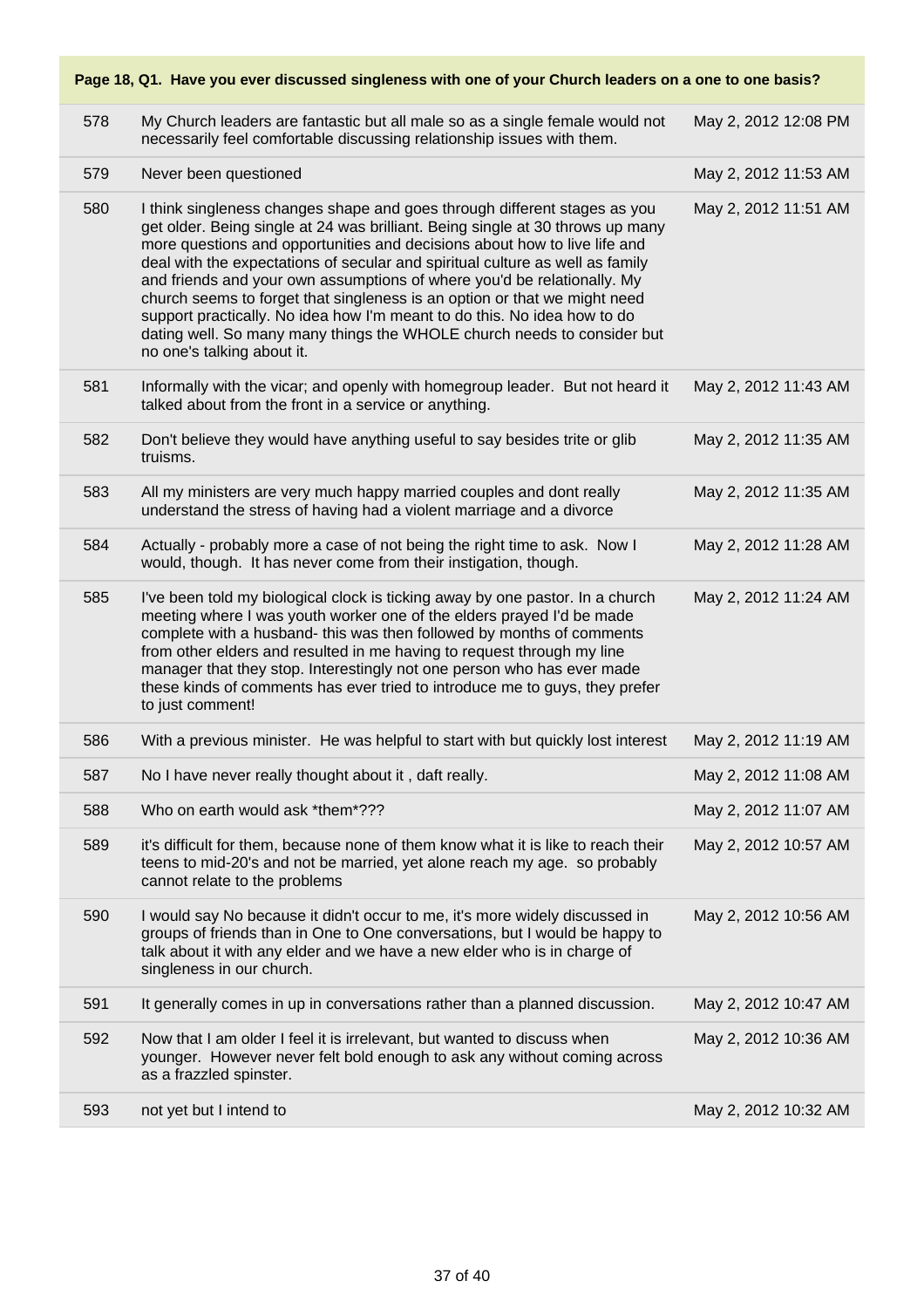**Page 18, Q1. Have you ever discussed singleness with one of your Church leaders on a one to one basis?**

| | | |
|---|---|---|
| 578 | My Church leaders are fantastic but all male so as a single female would not necessarily feel comfortable discussing relationship issues with them. | May 2, 2012 12:08 PM |
| 579 | Never been questioned | May 2, 2012 11:53 AM |
| 580 | I think singleness changes shape and goes through different stages as you get older. Being single at 24 was brilliant. Being single at 30 throws up many more questions and opportunities and decisions about how to live life and deal with the expectations of secular and spiritual culture as well as family and friends and your own assumptions of where you'd be relationally. My church seems to forget that singleness is an option or that we might need support practically. No idea how I'm meant to do this. No idea how to do dating well. So many many things the WHOLE church needs to consider but no one's talking about it. | May 2, 2012 11:51 AM |
| 581 | Informally with the vicar; and openly with homegroup leader. But not heard it talked about from the front in a service or anything. | May 2, 2012 11:43 AM |
| 582 | Don't believe they would have anything useful to say besides trite or glib truisms. | May 2, 2012 11:35 AM |
| 583 | All my ministers are very much happy married couples and dont really understand the stress of having had a violent marriage and a divorce | May 2, 2012 11:35 AM |
| 584 | Actually - probably more a case of not being the right time to ask. Now I would, though. It has never come from their instigation, though. | May 2, 2012 11:28 AM |
| 585 | I've been told my biological clock is ticking away by one pastor. In a church meeting where I was youth worker one of the elders prayed I'd be made complete with a husband- this was then followed by months of comments from other elders and resulted in me having to request through my line manager that they stop. Interestingly not one person who has ever made these kinds of comments has ever tried to introduce me to guys, they prefer to just comment! | May 2, 2012 11:24 AM |
| 586 | With a previous minister. He was helpful to start with but quickly lost interest | May 2, 2012 11:19 AM |
| 587 | No I have never really thought about it , daft really. | May 2, 2012 11:08 AM |
| 588 | Who on earth would ask *them*??? | May 2, 2012 11:07 AM |
| 589 | it's difficult for them, because none of them know what it is like to reach their teens to mid-20's and not be married, yet alone reach my age. so probably cannot relate to the problems | May 2, 2012 10:57 AM |
| 590 | I would say No because it didn't occur to me, it's more widely discussed in groups of friends than in One to One conversations, but I would be happy to talk about it with any elder and we have a new elder who is in charge of singleness in our church. | May 2, 2012 10:56 AM |
| 591 | It generally comes in up in conversations rather than a planned discussion. | May 2, 2012 10:47 AM |
| 592 | Now that I am older I feel it is irrelevant, but wanted to discuss when younger. However never felt bold enough to ask any without coming across as a frazzled spinster. | May 2, 2012 10:36 AM |
| 593 | not yet but I intend to | May 2, 2012 10:32 AM |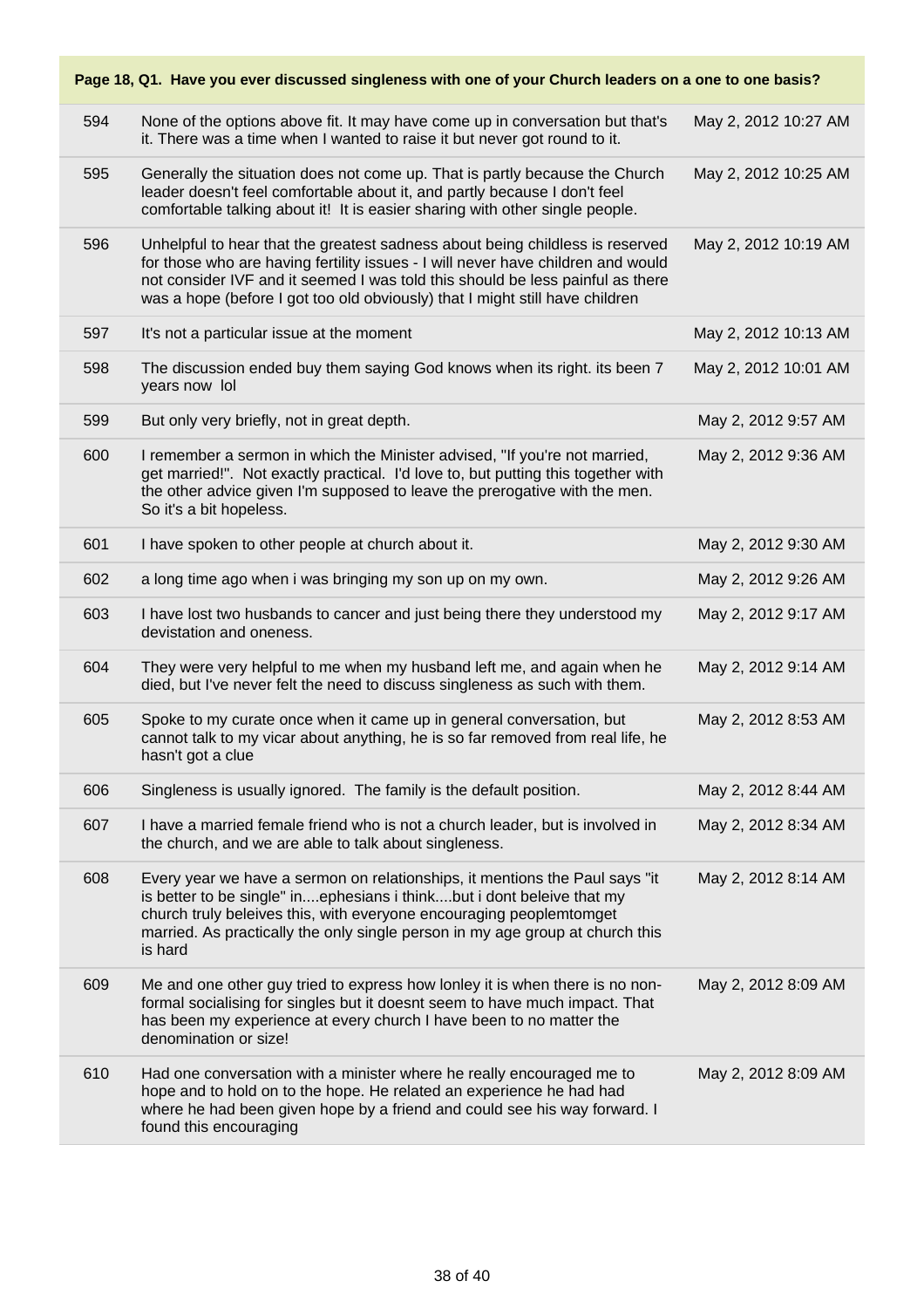| Page 18, Q1. Have you ever discussed singleness with one of your Church leaders on a one to one basis? | | |
|---|---|---|
| 594 | None of the options above fit. It may have come up in conversation but that's it. There was a time when I wanted to raise it but never got round to it. | May 2, 2012 10:27 AM |
| 595 | Generally the situation does not come up. That is partly because the Church leader doesn't feel comfortable about it, and partly because I don't feel comfortable talking about it! It is easier sharing with other single people. | May 2, 2012 10:25 AM |
| 596 | Unhelpful to hear that the greatest sadness about being childless is reserved for those who are having fertility issues - I will never have children and would not consider IVF and it seemed I was told this should be less painful as there was a hope (before I got too old obviously) that I might still have children | May 2, 2012 10:19 AM |
| 597 | It's not a particular issue at the moment | May 2, 2012 10:13 AM |
| 598 | The discussion ended buy them saying God knows when its right. its been 7 years now lol | May 2, 2012 10:01 AM |
| 599 | But only very briefly, not in great depth. | May 2, 2012 9:57 AM |
| 600 | I remember a sermon in which the Minister advised, "If you're not married, get married!". Not exactly practical. I'd love to, but putting this together with the other advice given I'm supposed to leave the prerogative with the men. So it's a bit hopeless. | May 2, 2012 9:36 AM |
| 601 | I have spoken to other people at church about it. | May 2, 2012 9:30 AM |
| 602 | a long time ago when i was bringing my son up on my own. | May 2, 2012 9:26 AM |
| 603 | I have lost two husbands to cancer and just being there they understood my devistation and oneness. | May 2, 2012 9:17 AM |
| 604 | They were very helpful to me when my husband left me, and again when he died, but I've never felt the need to discuss singleness as such with them. | May 2, 2012 9:14 AM |
| 605 | Spoke to my curate once when it came up in general conversation, but cannot talk to my vicar about anything, he is so far removed from real life, he hasn't got a clue | May 2, 2012 8:53 AM |
| 606 | Singleness is usually ignored. The family is the default position. | May 2, 2012 8:44 AM |
| 607 | I have a married female friend who is not a church leader, but is involved in the church, and we are able to talk about singleness. | May 2, 2012 8:34 AM |
| 608 | Every year we have a sermon on relationships, it mentions the Paul says "it is better to be single" in....ephesians i think....but i dont beleive that my church truly beleives this, with everyone encouraging peoplemtomget married. As practically the only single person in my age group at church this is hard | May 2, 2012 8:14 AM |
| 609 | Me and one other guy tried to express how lonley it is when there is no non-formal socialising for singles but it doesnt seem to have much impact. That has been my experience at every church I have been to no matter the denomination or size! | May 2, 2012 8:09 AM |
| 610 | Had one conversation with a minister where he really encouraged me to hope and to hold on to the hope. He related an experience he had had where he had been given hope by a friend and could see his way forward. I found this encouraging | May 2, 2012 8:09 AM |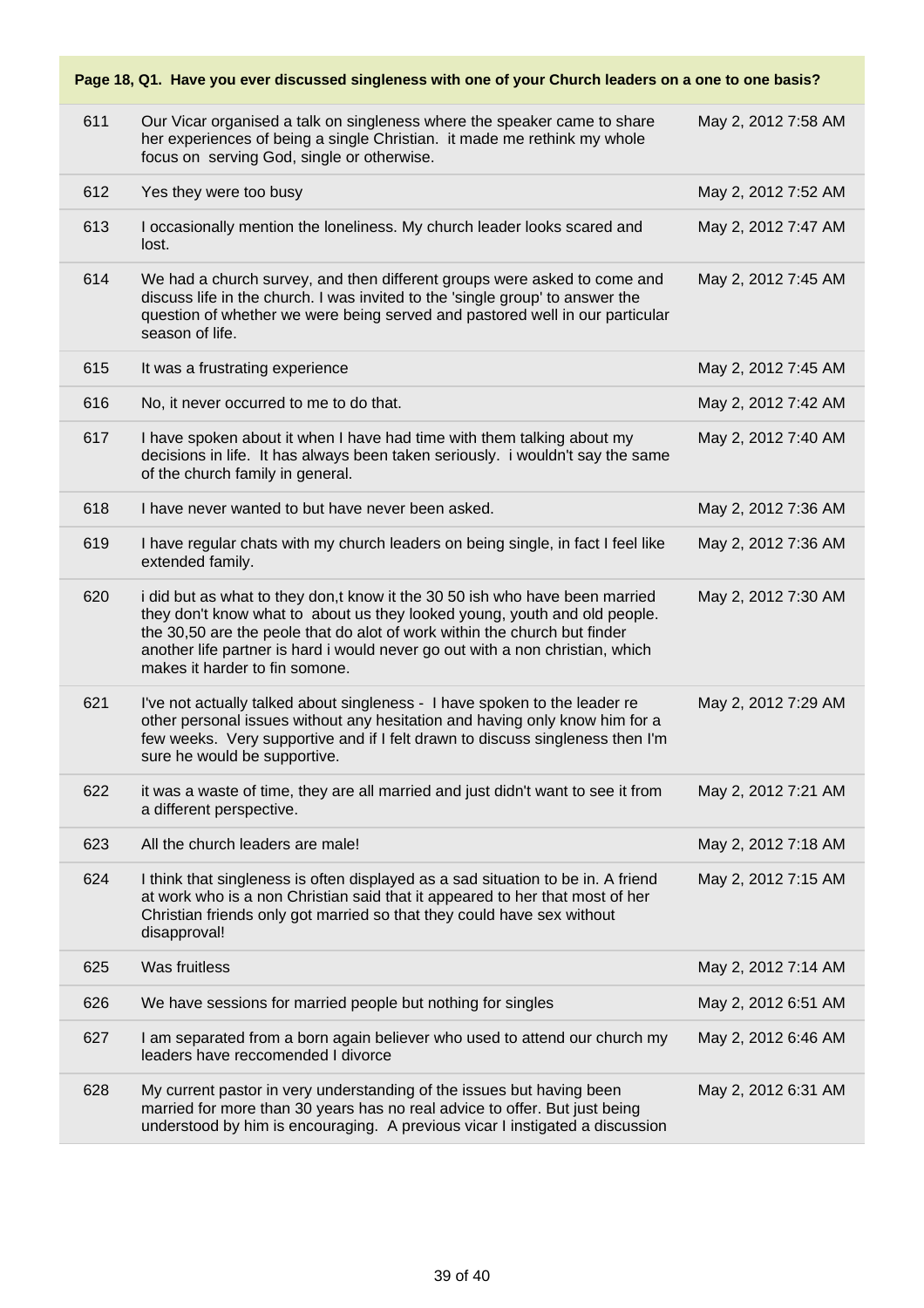**Page 18, Q1. Have you ever discussed singleness with one of your Church leaders on a one to one basis?**

| | | |
|---|---|---|
| 611 | Our Vicar organised a talk on singleness where the speaker came to share her experiences of being a single Christian. it made me rethink my whole focus on serving God, single or otherwise. | May 2, 2012 7:58 AM |
| 612 | Yes they were too busy | May 2, 2012 7:52 AM |
| 613 | I occasionally mention the loneliness. My church leader looks scared and lost. | May 2, 2012 7:47 AM |
| 614 | We had a church survey, and then different groups were asked to come and discuss life in the church. I was invited to the 'single group' to answer the question of whether we were being served and pastored well in our particular season of life. | May 2, 2012 7:45 AM |
| 615 | It was a frustrating experience | May 2, 2012 7:45 AM |
| 616 | No, it never occurred to me to do that. | May 2, 2012 7:42 AM |
| 617 | I have spoken about it when I have had time with them talking about my decisions in life. It has always been taken seriously. i wouldn't say the same of the church family in general. | May 2, 2012 7:40 AM |
| 618 | I have never wanted to but have never been asked. | May 2, 2012 7:36 AM |
| 619 | I have regular chats with my church leaders on being single, in fact I feel like extended family. | May 2, 2012 7:36 AM |
| 620 | i did but as what to they don,t know it the 30 50 ish who have been married they don't know what to about us they looked young, youth and old people. the 30,50 are the peole that do alot of work within the church but finder another life partner is hard i would never go out with a non christian, which makes it harder to fin somone. | May 2, 2012 7:30 AM |
| 621 | I've not actually talked about singleness - I have spoken to the leader re other personal issues without any hesitation and having only know him for a few weeks. Very supportive and if I felt drawn to discuss singleness then I'm sure he would be supportive. | May 2, 2012 7:29 AM |
| 622 | it was a waste of time, they are all married and just didn't want to see it from a different perspective. | May 2, 2012 7:21 AM |
| 623 | All the church leaders are male! | May 2, 2012 7:18 AM |
| 624 | I think that singleness is often displayed as a sad situation to be in. A friend at work who is a non Christian said that it appeared to her that most of her Christian friends only got married so that they could have sex without disapproval! | May 2, 2012 7:15 AM |
| 625 | Was fruitless | May 2, 2012 7:14 AM |
| 626 | We have sessions for married people but nothing for singles | May 2, 2012 6:51 AM |
| 627 | I am separated from a born again believer who used to attend our church my leaders have reccomended I divorce | May 2, 2012 6:46 AM |
| 628 | My current pastor in very understanding of the issues but having been married for more than 30 years has no real advice to offer. But just being understood by him is encouraging. A previous vicar I instigated a discussion | May 2, 2012 6:31 AM |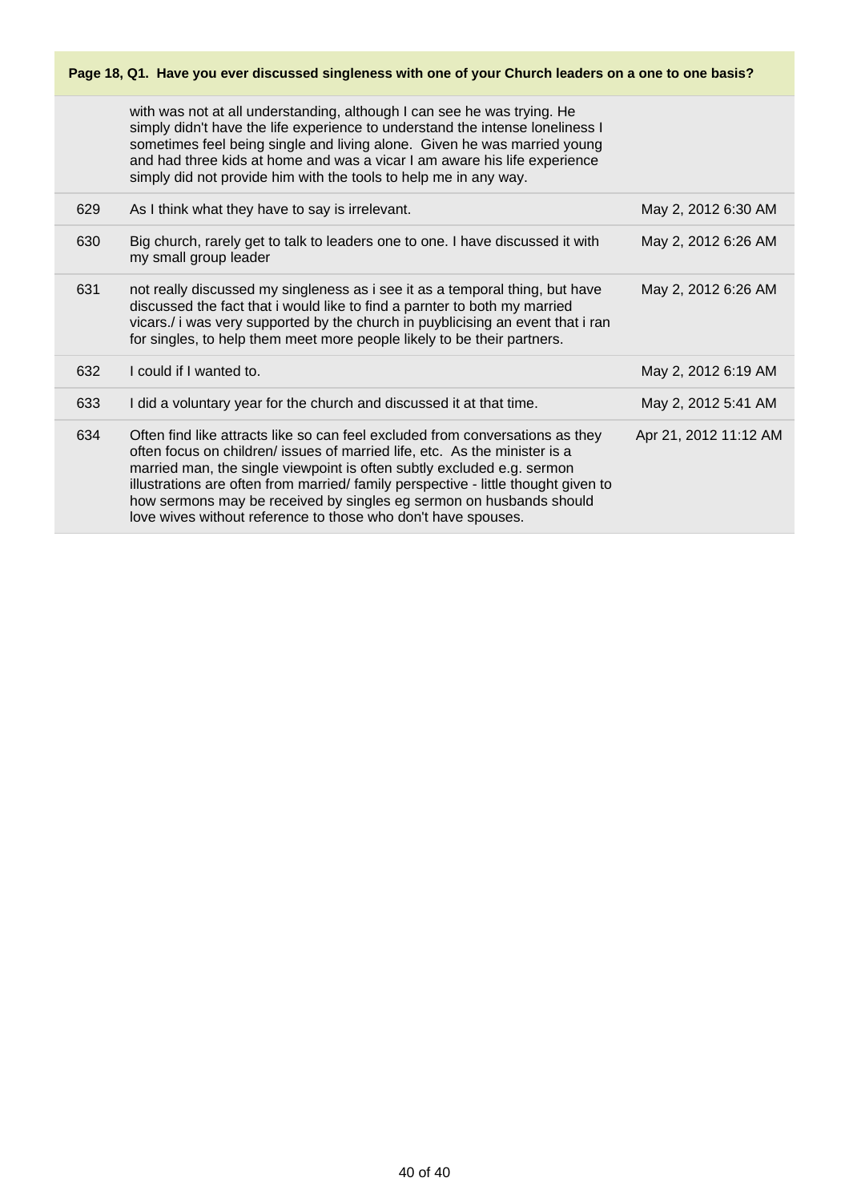**Page 18, Q1. Have you ever discussed singleness with one of your Church leaders on a one to one basis?**

| | | |
|---|---|---|
| | with was not at all understanding, although I can see he was trying. He simply didn't have the life experience to understand the intense loneliness I sometimes feel being single and living alone. Given he was married young and had three kids at home and was a vicar I am aware his life experience simply did not provide him with the tools to help me in any way. | |
| 629 | As I think what they have to say is irrelevant. | May 2, 2012 6:30 AM |
| 630 | Big church, rarely get to talk to leaders one to one. I have discussed it with my small group leader | May 2, 2012 6:26 AM |
| 631 | not really discussed my singleness as i see it as a temporal thing, but have discussed the fact that i would like to find a parnter to both my married vicars./ i was very supported by the church in puyblicising an event that i ran for singles, to help them meet more people likely to be their partners. | May 2, 2012 6:26 AM |
| 632 | I could if I wanted to. | May 2, 2012 6:19 AM |
| 633 | I did a voluntary year for the church and discussed it at that time. | May 2, 2012 5:41 AM |
| 634 | Often find like attracts like so can feel excluded from conversations as they often focus on children/ issues of married life, etc. As the minister is a married man, the single viewpoint is often subtly excluded e.g. sermon illustrations are often from married/ family perspective - little thought given to how sermons may be received by singles eg sermon on husbands should love wives without reference to those who don't have spouses. | Apr 21, 2012 11:12 AM |